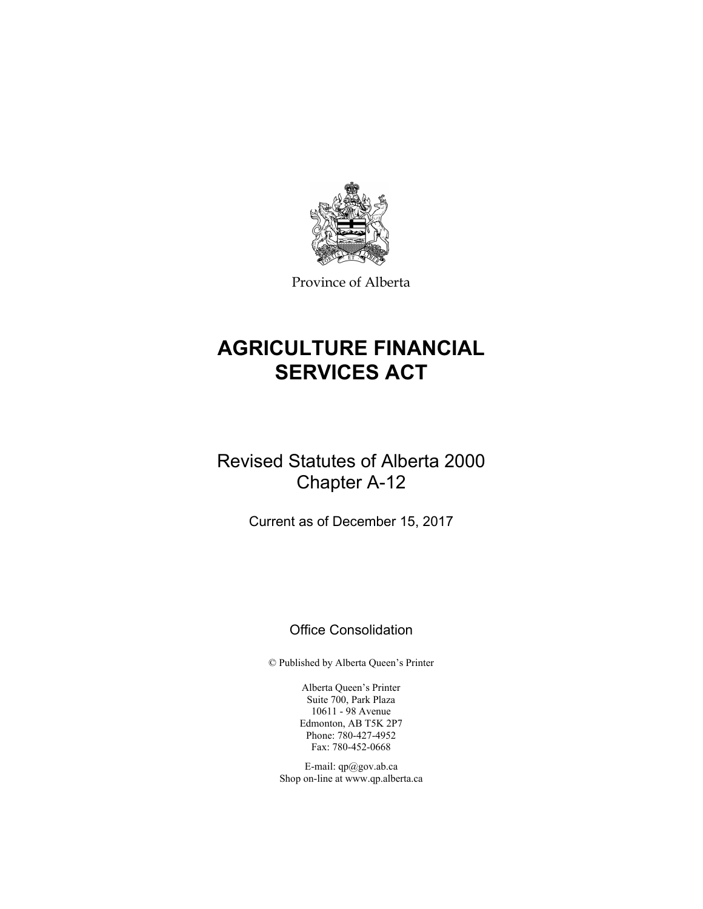Province of Alberta

# AGRICULTURE FINANCIAL SERVICES ACT

## Revised Statutes of Alberta 2000
## Chapter A-12

Current as of December 15, 2017

Office Consolidation

© Published by Alberta Queen's Printer

Alberta Queen's Printer
Suite 700, Park Plaza
10611 - 98 Avenue
Edmonton, AB T5K 2P7
Phone: 780-427-4952
Fax: 780-452-0668

E-mail: qp@gov.ab.ca
Shop on-line at www.qp.alberta.ca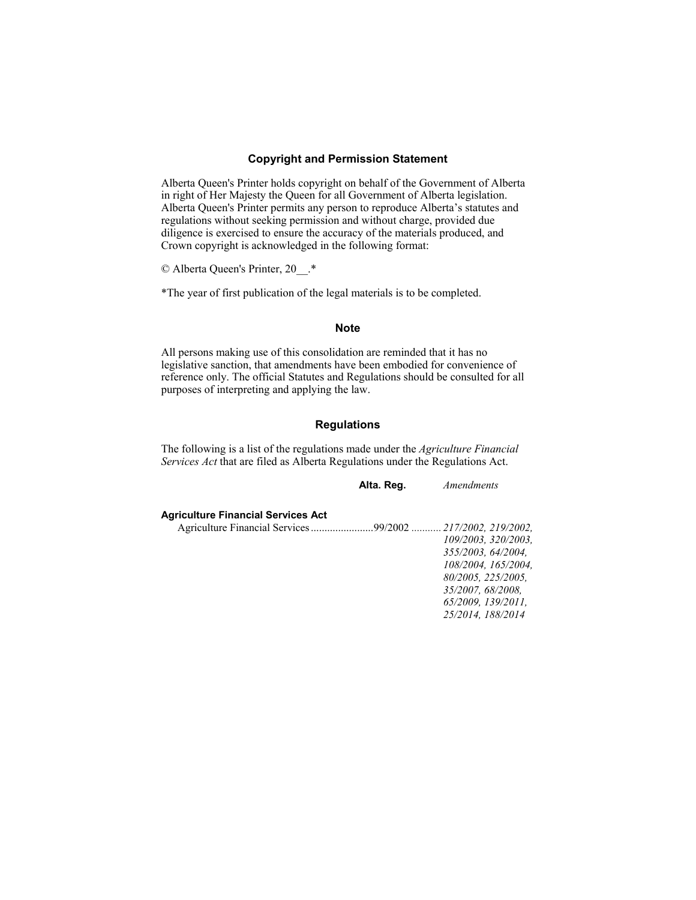## Copyright and Permission Statement

Alberta Queen's Printer holds copyright on behalf of the Government of Alberta in right of Her Majesty the Queen for all Government of Alberta legislation. Alberta Queen's Printer permits any person to reproduce Alberta's statutes and regulations without seeking permission and without charge, provided due diligence is exercised to ensure the accuracy of the materials produced, and Crown copyright is acknowledged in the following format:

© Alberta Queen's Printer, 20__.*

*The year of first publication of the legal materials is to be completed.

## Note

All persons making use of this consolidation are reminded that it has no legislative sanction, that amendments have been embodied for convenience of reference only. The official Statutes and Regulations should be consulted for all purposes of interpreting and applying the law.

## Regulations

The following is a list of the regulations made under the *Agriculture Financial Services Act* that are filed as Alberta Regulations under the Regulations Act.

| | **Alta. Reg.** | *Amendments* |
|---|---|---|
| **Agriculture Financial Services Act** | | |
| Agriculture Financial Services | 99/2002 | *217/2002, 219/2002, 109/2003, 320/2003, 355/2003, 64/2004, 108/2004, 165/2004, 80/2005, 225/2005, 35/2007, 68/2008, 65/2009, 139/2011, 25/2014, 188/2014* |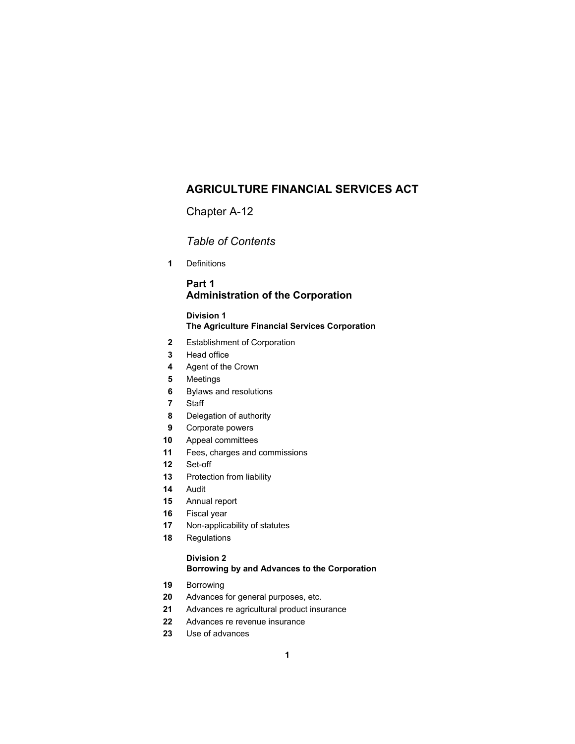# AGRICULTURE FINANCIAL SERVICES ACT

Chapter A-12

*Table of Contents*

**1** Definitions

## Part 1
## Administration of the Corporation

### Division 1
### The Agriculture Financial Services Corporation

**2** Establishment of Corporation
**3** Head office
**4** Agent of the Crown
**5** Meetings
**6** Bylaws and resolutions
**7** Staff
**8** Delegation of authority
**9** Corporate powers
**10** Appeal committees
**11** Fees, charges and commissions
**12** Set-off
**13** Protection from liability
**14** Audit
**15** Annual report
**16** Fiscal year
**17** Non-applicability of statutes
**18** Regulations

### Division 2
### Borrowing by and Advances to the Corporation

**19** Borrowing
**20** Advances for general purposes, etc.
**21** Advances re agricultural product insurance
**22** Advances re revenue insurance
**23** Use of advances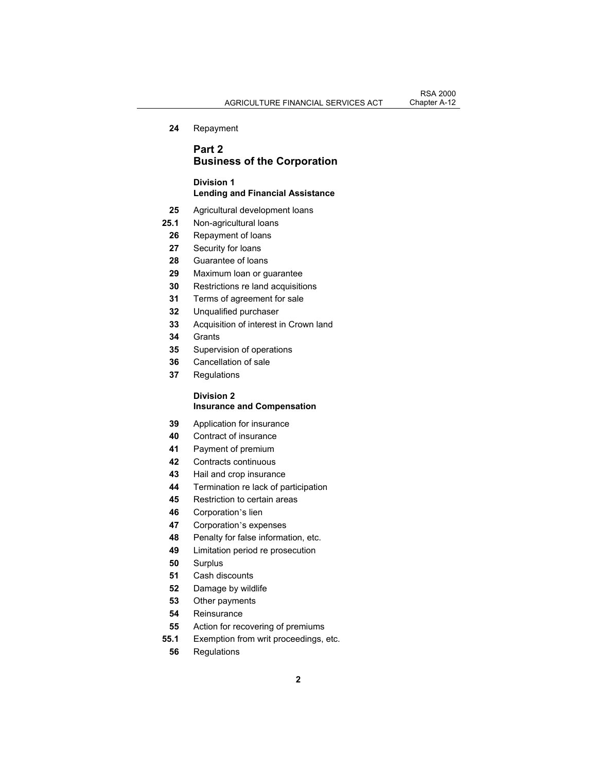24 Repayment

## Part 2
## Business of the Corporation

### Division 1
### Lending and Financial Assistance

25 Agricultural development loans
25.1 Non-agricultural loans
26 Repayment of loans
27 Security for loans
28 Guarantee of loans
29 Maximum loan or guarantee
30 Restrictions re land acquisitions
31 Terms of agreement for sale
32 Unqualified purchaser
33 Acquisition of interest in Crown land
34 Grants
35 Supervision of operations
36 Cancellation of sale
37 Regulations

### Division 2
### Insurance and Compensation

39 Application for insurance
40 Contract of insurance
41 Payment of premium
42 Contracts continuous
43 Hail and crop insurance
44 Termination re lack of participation
45 Restriction to certain areas
46 Corporation's lien
47 Corporation's expenses
48 Penalty for false information, etc.
49 Limitation period re prosecution
50 Surplus
51 Cash discounts
52 Damage by wildlife
53 Other payments
54 Reinsurance
55 Action for recovering of premiums
55.1 Exemption from writ proceedings, etc.
56 Regulations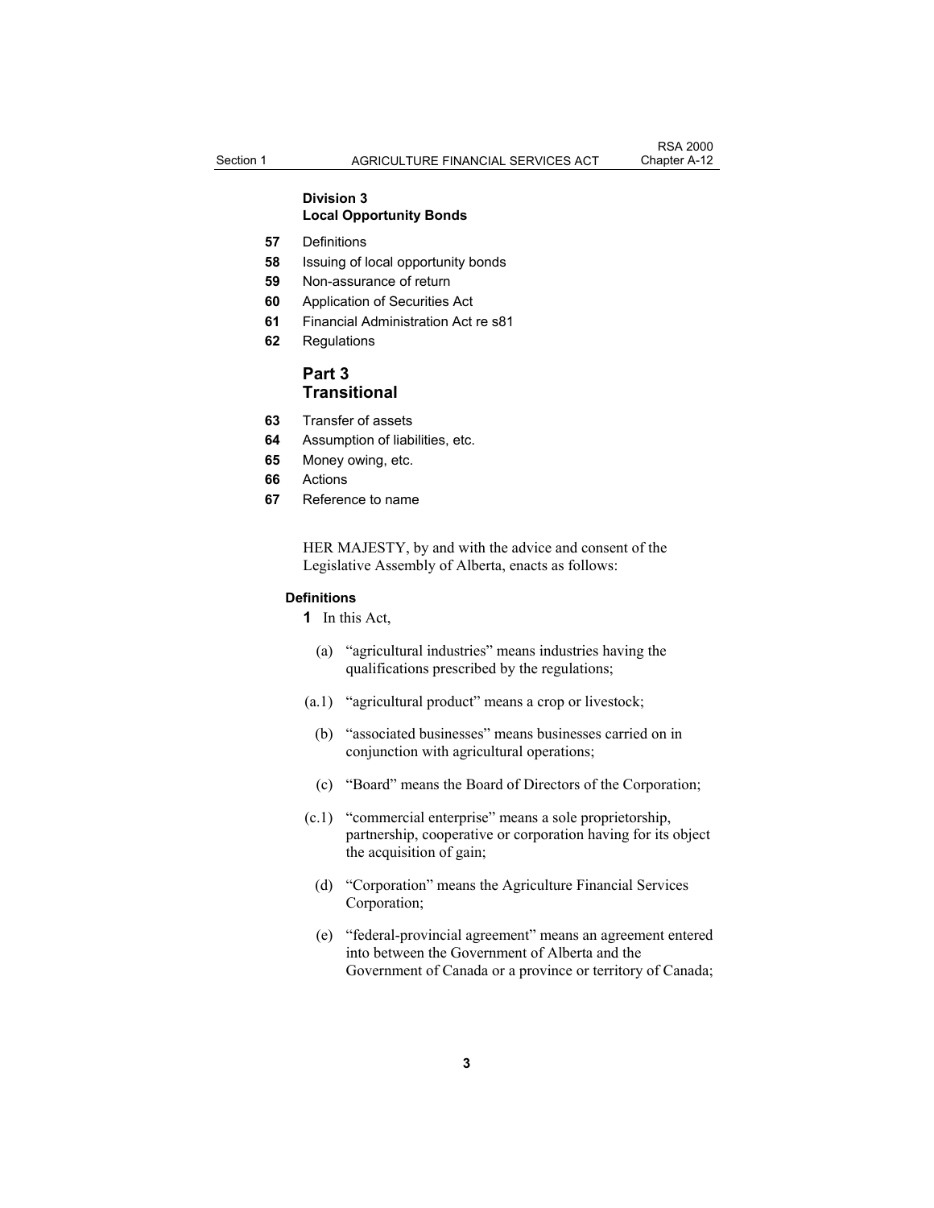### Division 3
### Local Opportunity Bonds

**57** Definitions

**58** Issuing of local opportunity bonds

**59** Non-assurance of return

**60** Application of Securities Act

**61** Financial Administration Act re s81

**62** Regulations

## Part 3
## Transitional

**63** Transfer of assets

**64** Assumption of liabilities, etc.

**65** Money owing, etc.

**66** Actions

**67** Reference to name

HER MAJESTY, by and with the advice and consent of the Legislative Assembly of Alberta, enacts as follows:

**Definitions**

**1** In this Act,

(a) "agricultural industries" means industries having the qualifications prescribed by the regulations;

(a.1) "agricultural product" means a crop or livestock;

(b) "associated businesses" means businesses carried on in conjunction with agricultural operations;

(c) "Board" means the Board of Directors of the Corporation;

(c.1) "commercial enterprise" means a sole proprietorship, partnership, cooperative or corporation having for its object the acquisition of gain;

(d) "Corporation" means the Agriculture Financial Services Corporation;

(e) "federal-provincial agreement" means an agreement entered into between the Government of Alberta and the Government of Canada or a province or territory of Canada;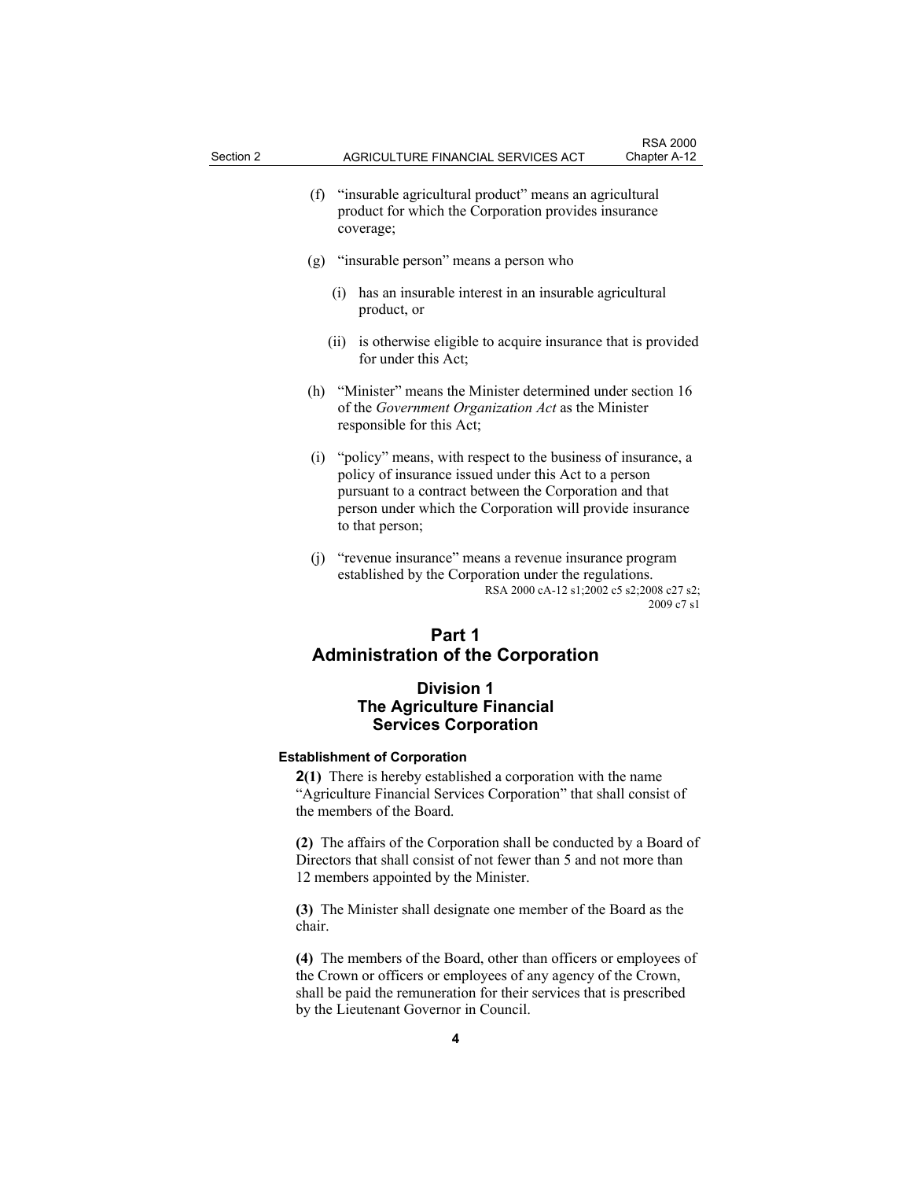(f) "insurable agricultural product" means an agricultural product for which the Corporation provides insurance coverage;

(g) "insurable person" means a person who

(i) has an insurable interest in an insurable agricultural product, or

(ii) is otherwise eligible to acquire insurance that is provided for under this Act;

(h) "Minister" means the Minister determined under section 16 of the *Government Organization Act* as the Minister responsible for this Act;

(i) "policy" means, with respect to the business of insurance, a policy of insurance issued under this Act to a person pursuant to a contract between the Corporation and that person under which the Corporation will provide insurance to that person;

(j) "revenue insurance" means a revenue insurance program established by the Corporation under the regulations.

RSA 2000 cA-12 s1;2002 c5 s2;2008 c27 s2;2009 c7 s1

# Part 1
# Administration of the Corporation

## Division 1
## The Agriculture Financial Services Corporation

### Establishment of Corporation

**2(1)** There is hereby established a corporation with the name "Agriculture Financial Services Corporation" that shall consist of the members of the Board.

**(2)** The affairs of the Corporation shall be conducted by a Board of Directors that shall consist of not fewer than 5 and not more than 12 members appointed by the Minister.

**(3)** The Minister shall designate one member of the Board as the chair.

**(4)** The members of the Board, other than officers or employees of the Crown or officers or employees of any agency of the Crown, shall be paid the remuneration for their services that is prescribed by the Lieutenant Governor in Council.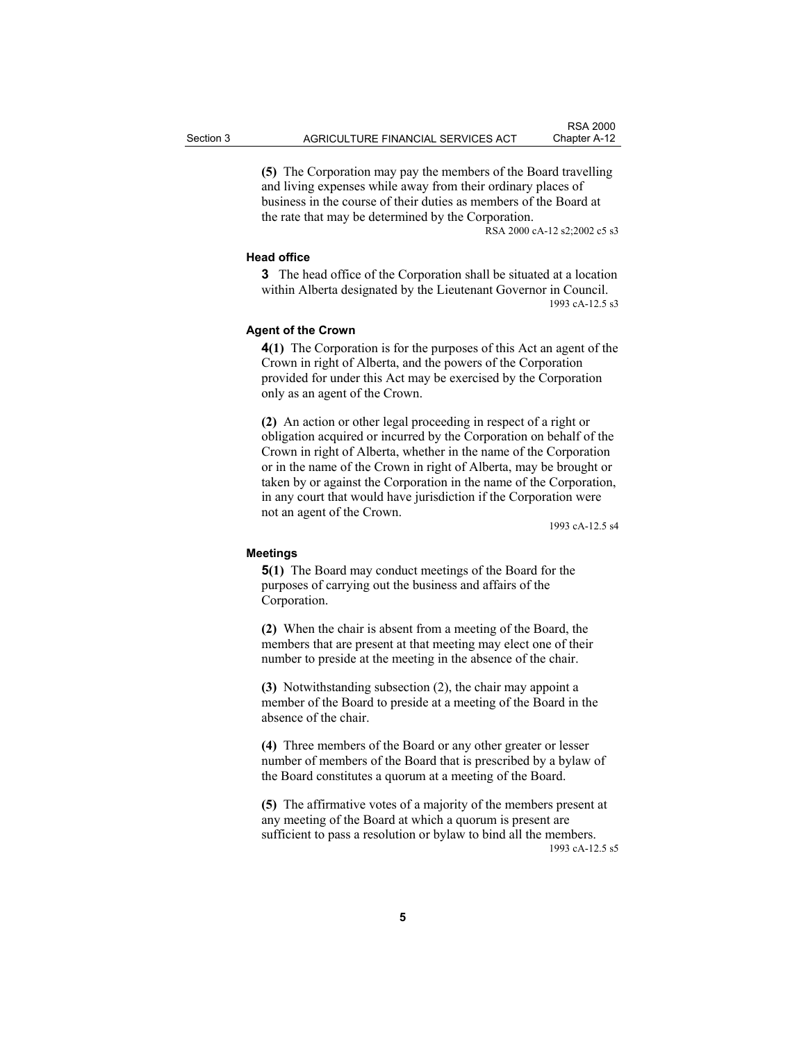**(5)** The Corporation may pay the members of the Board travelling and living expenses while away from their ordinary places of business in the course of their duties as members of the Board at the rate that may be determined by the Corporation.

RSA 2000 cA-12 s2;2002 c5 s3

#### Head office

**3** The head office of the Corporation shall be situated at a location within Alberta designated by the Lieutenant Governor in Council.

1993 cA-12.5 s3

#### Agent of the Crown

**4(1)** The Corporation is for the purposes of this Act an agent of the Crown in right of Alberta, and the powers of the Corporation provided for under this Act may be exercised by the Corporation only as an agent of the Crown.

**(2)** An action or other legal proceeding in respect of a right or obligation acquired or incurred by the Corporation on behalf of the Crown in right of Alberta, whether in the name of the Corporation or in the name of the Crown in right of Alberta, may be brought or taken by or against the Corporation in the name of the Corporation, in any court that would have jurisdiction if the Corporation were not an agent of the Crown.

1993 cA-12.5 s4

#### Meetings

**5(1)** The Board may conduct meetings of the Board for the purposes of carrying out the business and affairs of the Corporation.

**(2)** When the chair is absent from a meeting of the Board, the members that are present at that meeting may elect one of their number to preside at the meeting in the absence of the chair.

**(3)** Notwithstanding subsection (2), the chair may appoint a member of the Board to preside at a meeting of the Board in the absence of the chair.

**(4)** Three members of the Board or any other greater or lesser number of members of the Board that is prescribed by a bylaw of the Board constitutes a quorum at a meeting of the Board.

**(5)** The affirmative votes of a majority of the members present at any meeting of the Board at which a quorum is present are sufficient to pass a resolution or bylaw to bind all the members.

1993 cA-12.5 s5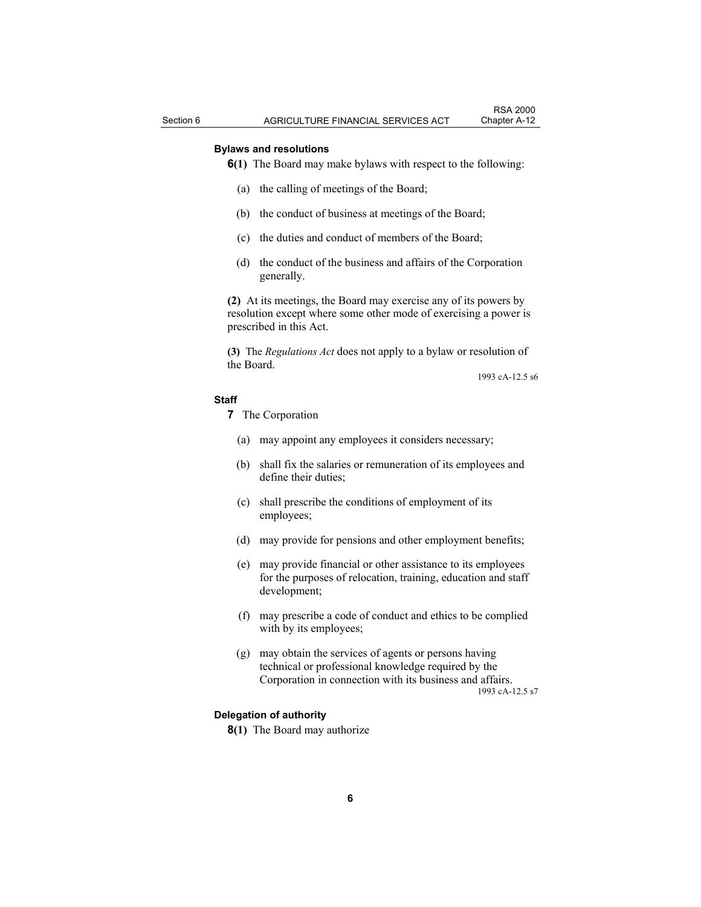**Bylaws and resolutions**

**6(1)** The Board may make bylaws with respect to the following:

(a) the calling of meetings of the Board;

(b) the conduct of business at meetings of the Board;

(c) the duties and conduct of members of the Board;

(d) the conduct of the business and affairs of the Corporation generally.

**(2)** At its meetings, the Board may exercise any of its powers by resolution except where some other mode of exercising a power is prescribed in this Act.

**(3)** The *Regulations Act* does not apply to a bylaw or resolution of the Board.

1993 cA-12.5 s6

**Staff**

**7** The Corporation

(a) may appoint any employees it considers necessary;

(b) shall fix the salaries or remuneration of its employees and define their duties;

(c) shall prescribe the conditions of employment of its employees;

(d) may provide for pensions and other employment benefits;

(e) may provide financial or other assistance to its employees for the purposes of relocation, training, education and staff development;

(f) may prescribe a code of conduct and ethics to be complied with by its employees;

(g) may obtain the services of agents or persons having technical or professional knowledge required by the Corporation in connection with its business and affairs.

1993 cA-12.5 s7

**Delegation of authority**

**8(1)** The Board may authorize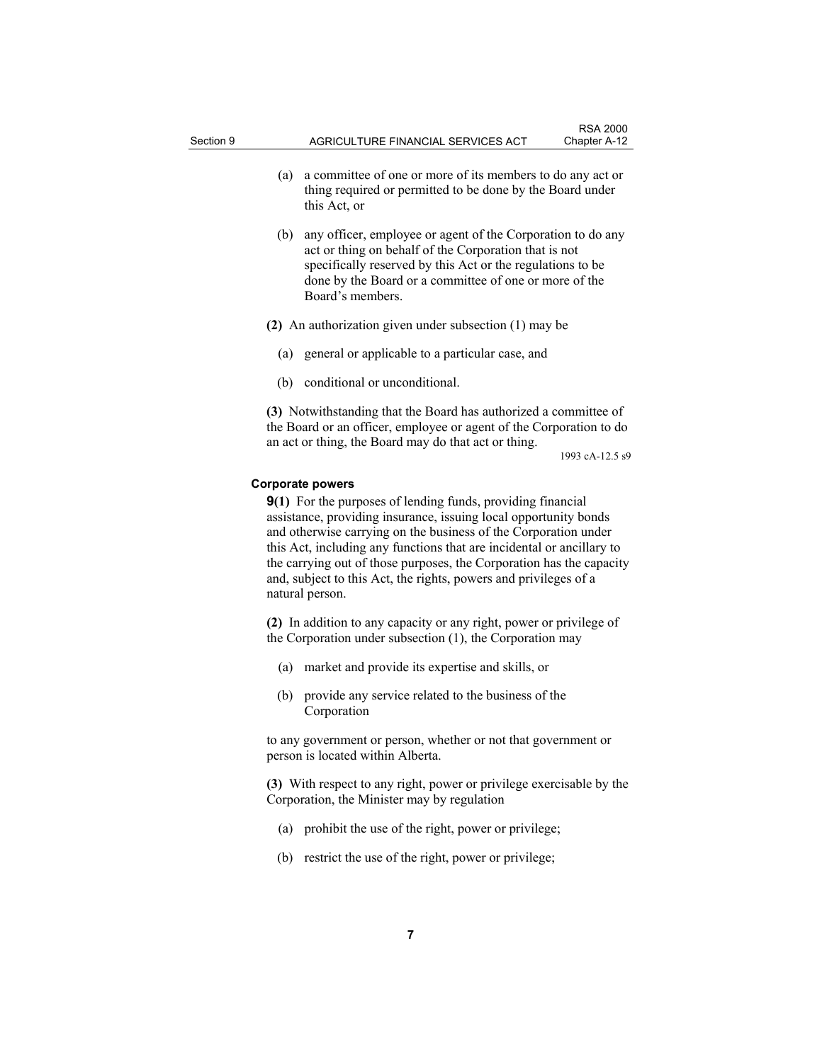(a) a committee of one or more of its members to do any act or thing required or permitted to be done by the Board under this Act, or

(b) any officer, employee or agent of the Corporation to do any act or thing on behalf of the Corporation that is not specifically reserved by this Act or the regulations to be done by the Board or a committee of one or more of the Board's members.

**(2)** An authorization given under subsection (1) may be

(a) general or applicable to a particular case, and

(b) conditional or unconditional.

**(3)** Notwithstanding that the Board has authorized a committee of the Board or an officer, employee or agent of the Corporation to do an act or thing, the Board may do that act or thing.

1993 cA-12.5 s9

#### Corporate powers

**9(1)** For the purposes of lending funds, providing financial assistance, providing insurance, issuing local opportunity bonds and otherwise carrying on the business of the Corporation under this Act, including any functions that are incidental or ancillary to the carrying out of those purposes, the Corporation has the capacity and, subject to this Act, the rights, powers and privileges of a natural person.

**(2)** In addition to any capacity or any right, power or privilege of the Corporation under subsection (1), the Corporation may

(a) market and provide its expertise and skills, or

(b) provide any service related to the business of the Corporation

to any government or person, whether or not that government or person is located within Alberta.

**(3)** With respect to any right, power or privilege exercisable by the Corporation, the Minister may by regulation

(a) prohibit the use of the right, power or privilege;

(b) restrict the use of the right, power or privilege;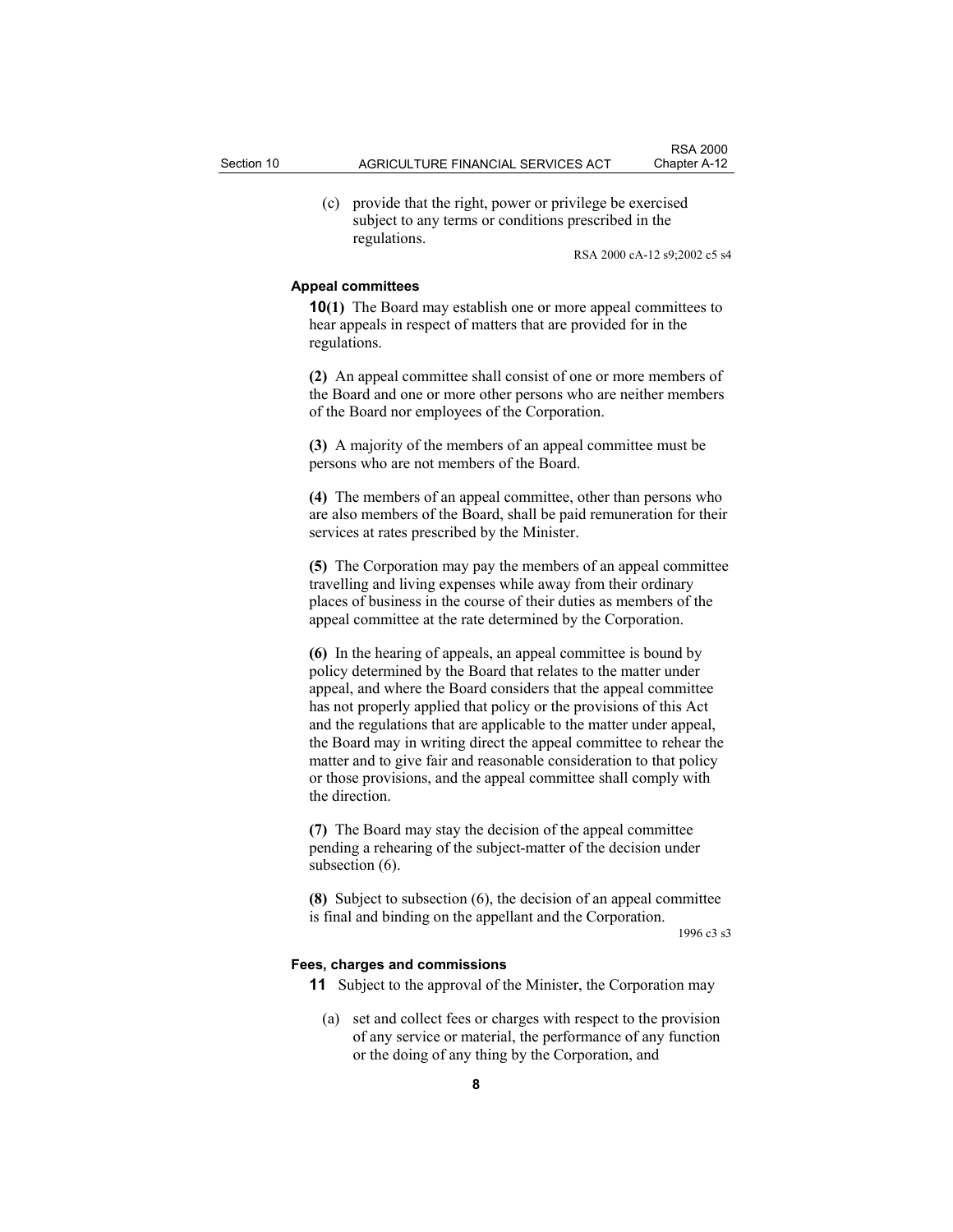(c) provide that the right, power or privilege be exercised subject to any terms or conditions prescribed in the regulations.

RSA 2000 cA-12 s9;2002 c5 s4

**Appeal committees**

**10(1)** The Board may establish one or more appeal committees to hear appeals in respect of matters that are provided for in the regulations.

**(2)** An appeal committee shall consist of one or more members of the Board and one or more other persons who are neither members of the Board nor employees of the Corporation.

**(3)** A majority of the members of an appeal committee must be persons who are not members of the Board.

**(4)** The members of an appeal committee, other than persons who are also members of the Board, shall be paid remuneration for their services at rates prescribed by the Minister.

**(5)** The Corporation may pay the members of an appeal committee travelling and living expenses while away from their ordinary places of business in the course of their duties as members of the appeal committee at the rate determined by the Corporation.

**(6)** In the hearing of appeals, an appeal committee is bound by policy determined by the Board that relates to the matter under appeal, and where the Board considers that the appeal committee has not properly applied that policy or the provisions of this Act and the regulations that are applicable to the matter under appeal, the Board may in writing direct the appeal committee to rehear the matter and to give fair and reasonable consideration to that policy or those provisions, and the appeal committee shall comply with the direction.

**(7)** The Board may stay the decision of the appeal committee pending a rehearing of the subject-matter of the decision under subsection (6).

**(8)** Subject to subsection (6), the decision of an appeal committee is final and binding on the appellant and the Corporation.

1996 c3 s3

**Fees, charges and commissions**

**11** Subject to the approval of the Minister, the Corporation may

(a) set and collect fees or charges with respect to the provision of any service or material, the performance of any function or the doing of any thing by the Corporation, and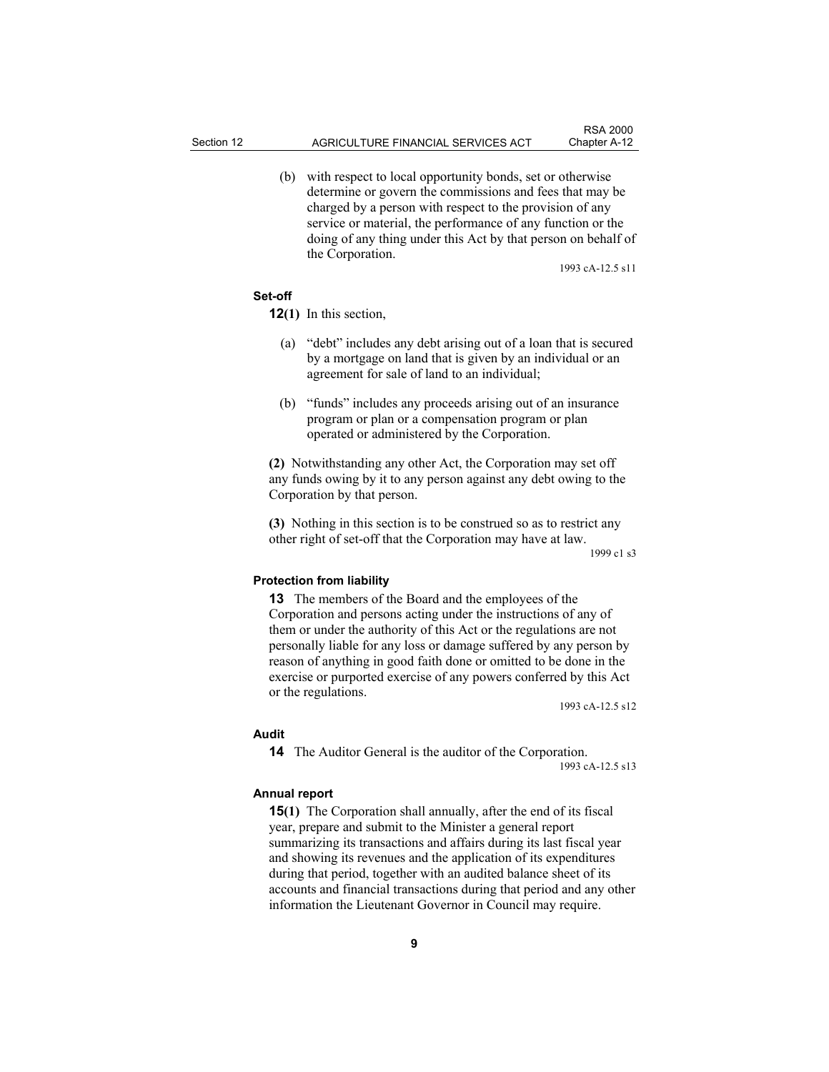(b) with respect to local opportunity bonds, set or otherwise determine or govern the commissions and fees that may be charged by a person with respect to the provision of any service or material, the performance of any function or the doing of any thing under this Act by that person on behalf of the Corporation.

1993 cA-12.5 s11

**Set-off**

**12(1)** In this section,

(a) "debt" includes any debt arising out of a loan that is secured by a mortgage on land that is given by an individual or an agreement for sale of land to an individual;

(b) "funds" includes any proceeds arising out of an insurance program or plan or a compensation program or plan operated or administered by the Corporation.

**(2)** Notwithstanding any other Act, the Corporation may set off any funds owing by it to any person against any debt owing to the Corporation by that person.

**(3)** Nothing in this section is to be construed so as to restrict any other right of set-off that the Corporation may have at law.

1999 c1 s3

**Protection from liability**

**13** The members of the Board and the employees of the Corporation and persons acting under the instructions of any of them or under the authority of this Act or the regulations are not personally liable for any loss or damage suffered by any person by reason of anything in good faith done or omitted to be done in the exercise or purported exercise of any powers conferred by this Act or the regulations.

1993 cA-12.5 s12

**Audit**

**14** The Auditor General is the auditor of the Corporation.

1993 cA-12.5 s13

**Annual report**

**15(1)** The Corporation shall annually, after the end of its fiscal year, prepare and submit to the Minister a general report summarizing its transactions and affairs during its last fiscal year and showing its revenues and the application of its expenditures during that period, together with an audited balance sheet of its accounts and financial transactions during that period and any other information the Lieutenant Governor in Council may require.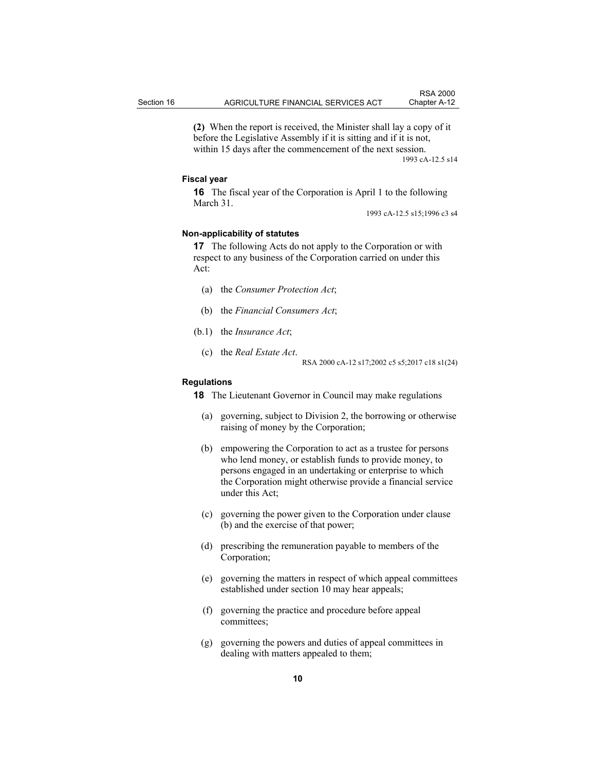**(2)** When the report is received, the Minister shall lay a copy of it before the Legislative Assembly if it is sitting and if it is not, within 15 days after the commencement of the next session.

1993 cA-12.5 s14

**Fiscal year**

**16** The fiscal year of the Corporation is April 1 to the following March 31.

1993 cA-12.5 s15;1996 c3 s4

**Non-applicability of statutes**

**17** The following Acts do not apply to the Corporation or with respect to any business of the Corporation carried on under this Act:

(a) the *Consumer Protection Act*;

(b) the *Financial Consumers Act*;

(b.1) the *Insurance Act*;

(c) the *Real Estate Act*.

RSA 2000 cA-12 s17;2002 c5 s5;2017 c18 s1(24)

**Regulations**

**18** The Lieutenant Governor in Council may make regulations

(a) governing, subject to Division 2, the borrowing or otherwise raising of money by the Corporation;

(b) empowering the Corporation to act as a trustee for persons who lend money, or establish funds to provide money, to persons engaged in an undertaking or enterprise to which the Corporation might otherwise provide a financial service under this Act;

(c) governing the power given to the Corporation under clause (b) and the exercise of that power;

(d) prescribing the remuneration payable to members of the Corporation;

(e) governing the matters in respect of which appeal committees established under section 10 may hear appeals;

(f) governing the practice and procedure before appeal committees;

(g) governing the powers and duties of appeal committees in dealing with matters appealed to them;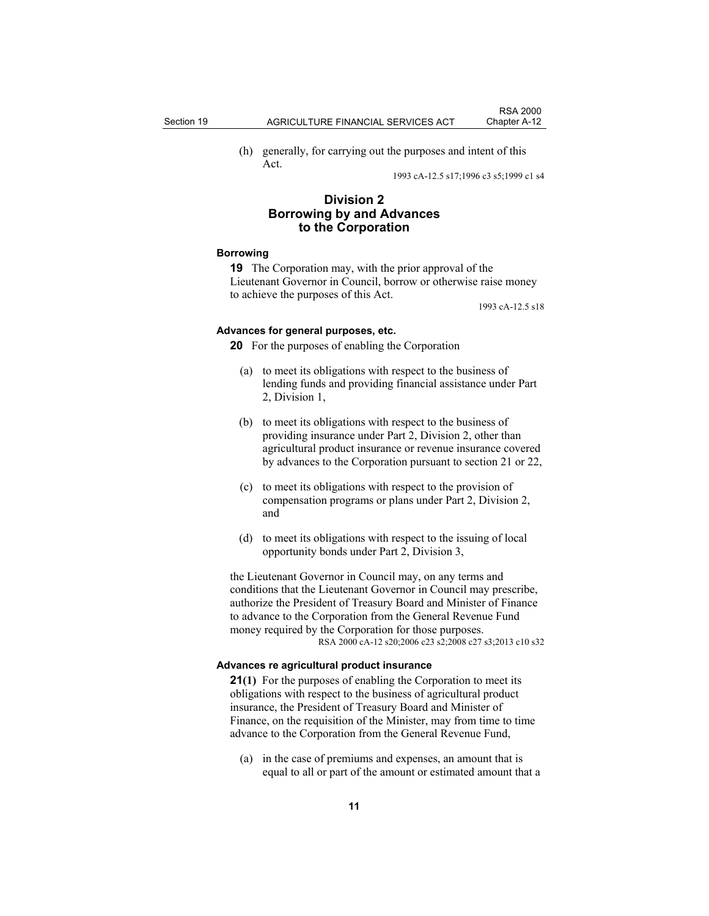(h) generally, for carrying out the purposes and intent of this Act.

1993 cA-12.5 s17;1996 c3 s5;1999 c1 s4

## Division 2
## Borrowing by and Advances to the Corporation

**Borrowing**

**19** The Corporation may, with the prior approval of the Lieutenant Governor in Council, borrow or otherwise raise money to achieve the purposes of this Act.

1993 cA-12.5 s18

**Advances for general purposes, etc.**

**20** For the purposes of enabling the Corporation

(a) to meet its obligations with respect to the business of lending funds and providing financial assistance under Part 2, Division 1,

(b) to meet its obligations with respect to the business of providing insurance under Part 2, Division 2, other than agricultural product insurance or revenue insurance covered by advances to the Corporation pursuant to section 21 or 22,

(c) to meet its obligations with respect to the provision of compensation programs or plans under Part 2, Division 2, and

(d) to meet its obligations with respect to the issuing of local opportunity bonds under Part 2, Division 3,

the Lieutenant Governor in Council may, on any terms and conditions that the Lieutenant Governor in Council may prescribe, authorize the President of Treasury Board and Minister of Finance to advance to the Corporation from the General Revenue Fund money required by the Corporation for those purposes.

RSA 2000 cA-12 s20;2006 c23 s2;2008 c27 s3;2013 c10 s32

**Advances re agricultural product insurance**

**21(1)** For the purposes of enabling the Corporation to meet its obligations with respect to the business of agricultural product insurance, the President of Treasury Board and Minister of Finance, on the requisition of the Minister, may from time to time advance to the Corporation from the General Revenue Fund,

(a) in the case of premiums and expenses, an amount that is equal to all or part of the amount or estimated amount that a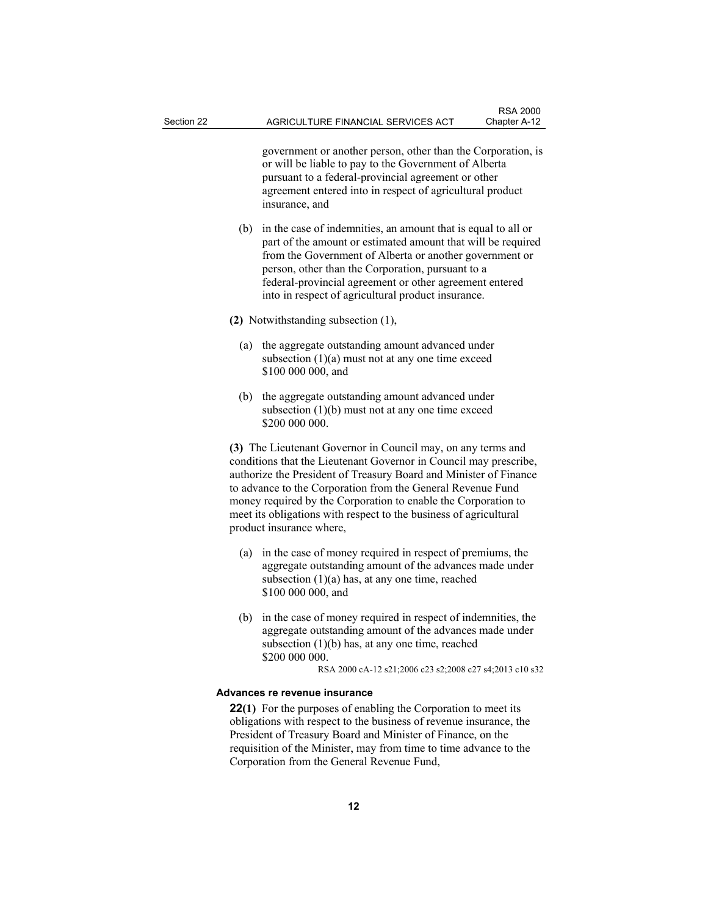government or another person, other than the Corporation, is or will be liable to pay to the Government of Alberta pursuant to a federal-provincial agreement or other agreement entered into in respect of agricultural product insurance, and

(b) in the case of indemnities, an amount that is equal to all or part of the amount or estimated amount that will be required from the Government of Alberta or another government or person, other than the Corporation, pursuant to a federal-provincial agreement or other agreement entered into in respect of agricultural product insurance.

**(2)** Notwithstanding subsection (1),

(a) the aggregate outstanding amount advanced under subsection (1)(a) must not at any one time exceed $100 000 000, and

(b) the aggregate outstanding amount advanced under subsection (1)(b) must not at any one time exceed $200 000 000.

**(3)** The Lieutenant Governor in Council may, on any terms and conditions that the Lieutenant Governor in Council may prescribe, authorize the President of Treasury Board and Minister of Finance to advance to the Corporation from the General Revenue Fund money required by the Corporation to enable the Corporation to meet its obligations with respect to the business of agricultural product insurance where,

(a) in the case of money required in respect of premiums, the aggregate outstanding amount of the advances made under subsection (1)(a) has, at any one time, reached $100 000 000, and

(b) in the case of money required in respect of indemnities, the aggregate outstanding amount of the advances made under subsection (1)(b) has, at any one time, reached $200 000 000.

RSA 2000 cA-12 s21;2006 c23 s2;2008 c27 s4;2013 c10 s32

#### Advances re revenue insurance

**22(1)** For the purposes of enabling the Corporation to meet its obligations with respect to the business of revenue insurance, the President of Treasury Board and Minister of Finance, on the requisition of the Minister, may from time to time advance to the Corporation from the General Revenue Fund,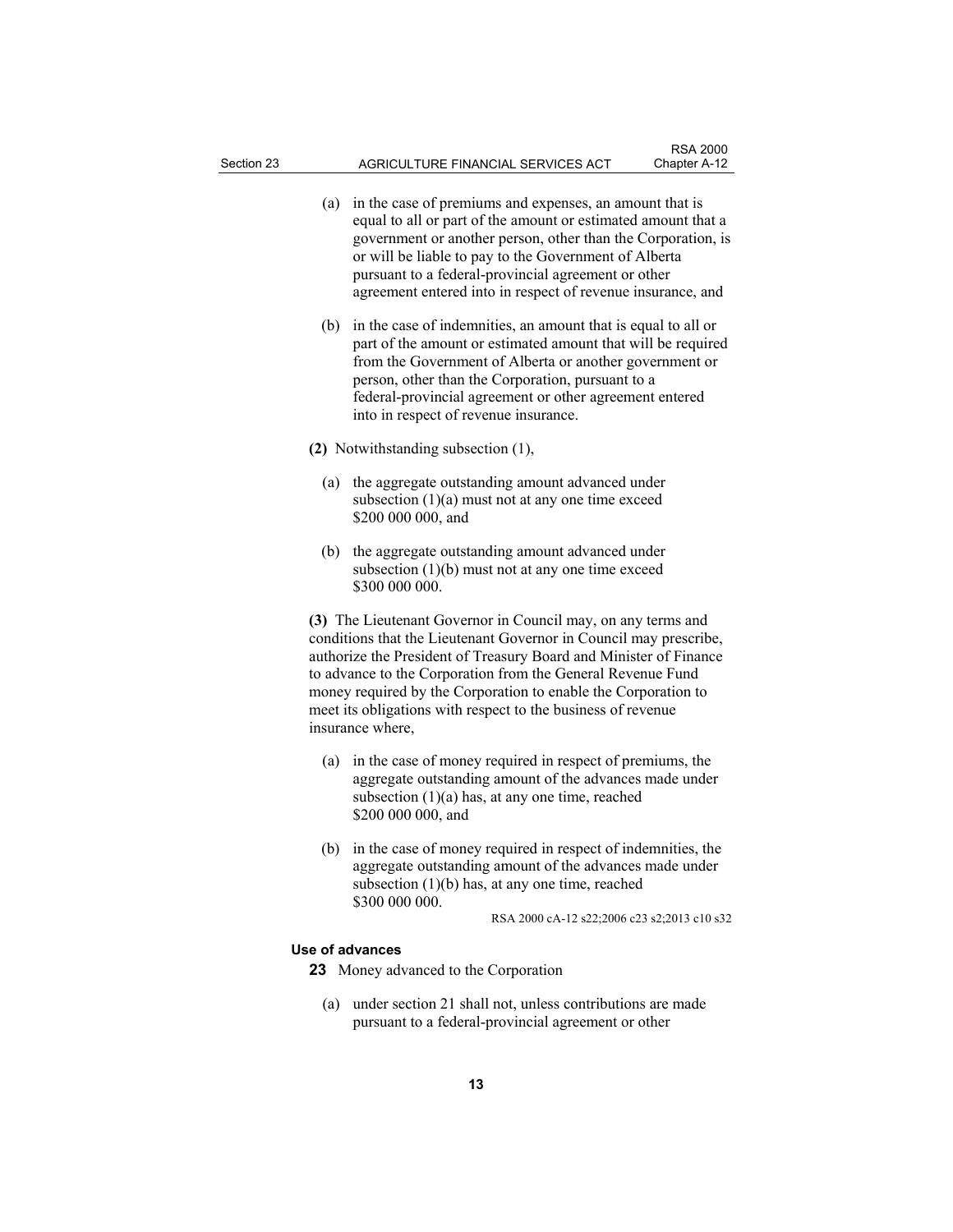(a) in the case of premiums and expenses, an amount that is equal to all or part of the amount or estimated amount that a government or another person, other than the Corporation, is or will be liable to pay to the Government of Alberta pursuant to a federal-provincial agreement or other agreement entered into in respect of revenue insurance, and

(b) in the case of indemnities, an amount that is equal to all or part of the amount or estimated amount that will be required from the Government of Alberta or another government or person, other than the Corporation, pursuant to a federal-provincial agreement or other agreement entered into in respect of revenue insurance.

**(2)** Notwithstanding subsection (1),

(a) the aggregate outstanding amount advanced under subsection (1)(a) must not at any one time exceed $200 000 000, and

(b) the aggregate outstanding amount advanced under subsection (1)(b) must not at any one time exceed $300 000 000.

**(3)** The Lieutenant Governor in Council may, on any terms and conditions that the Lieutenant Governor in Council may prescribe, authorize the President of Treasury Board and Minister of Finance to advance to the Corporation from the General Revenue Fund money required by the Corporation to enable the Corporation to meet its obligations with respect to the business of revenue insurance where,

(a) in the case of money required in respect of premiums, the aggregate outstanding amount of the advances made under subsection (1)(a) has, at any one time, reached $200 000 000, and

(b) in the case of money required in respect of indemnities, the aggregate outstanding amount of the advances made under subsection (1)(b) has, at any one time, reached $300 000 000.

RSA 2000 cA-12 s22;2006 c23 s2;2013 c10 s32

**Use of advances**

**23** Money advanced to the Corporation

(a) under section 21 shall not, unless contributions are made pursuant to a federal-provincial agreement or other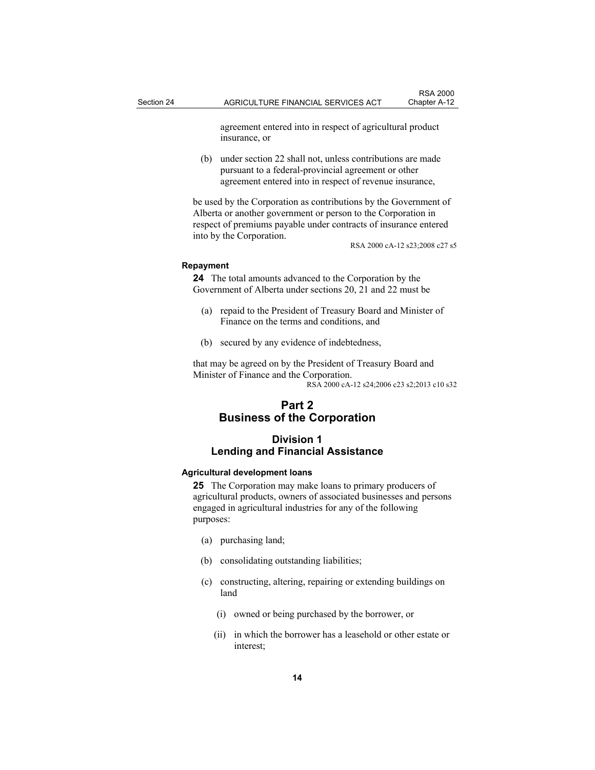agreement entered into in respect of agricultural product insurance, or

(b) under section 22 shall not, unless contributions are made pursuant to a federal-provincial agreement or other agreement entered into in respect of revenue insurance,

be used by the Corporation as contributions by the Government of Alberta or another government or person to the Corporation in respect of premiums payable under contracts of insurance entered into by the Corporation.

RSA 2000 cA-12 s23;2008 c27 s5

**Repayment**

**24** The total amounts advanced to the Corporation by the Government of Alberta under sections 20, 21 and 22 must be

(a) repaid to the President of Treasury Board and Minister of Finance on the terms and conditions, and

(b) secured by any evidence of indebtedness,

that may be agreed on by the President of Treasury Board and Minister of Finance and the Corporation.

RSA 2000 cA-12 s24;2006 c23 s2;2013 c10 s32

# Part 2
# Business of the Corporation

## Division 1
## Lending and Financial Assistance

**Agricultural development loans**

**25** The Corporation may make loans to primary producers of agricultural products, owners of associated businesses and persons engaged in agricultural industries for any of the following purposes:

(a) purchasing land;

(b) consolidating outstanding liabilities;

(c) constructing, altering, repairing or extending buildings on land

(i) owned or being purchased by the borrower, or

(ii) in which the borrower has a leasehold or other estate or interest;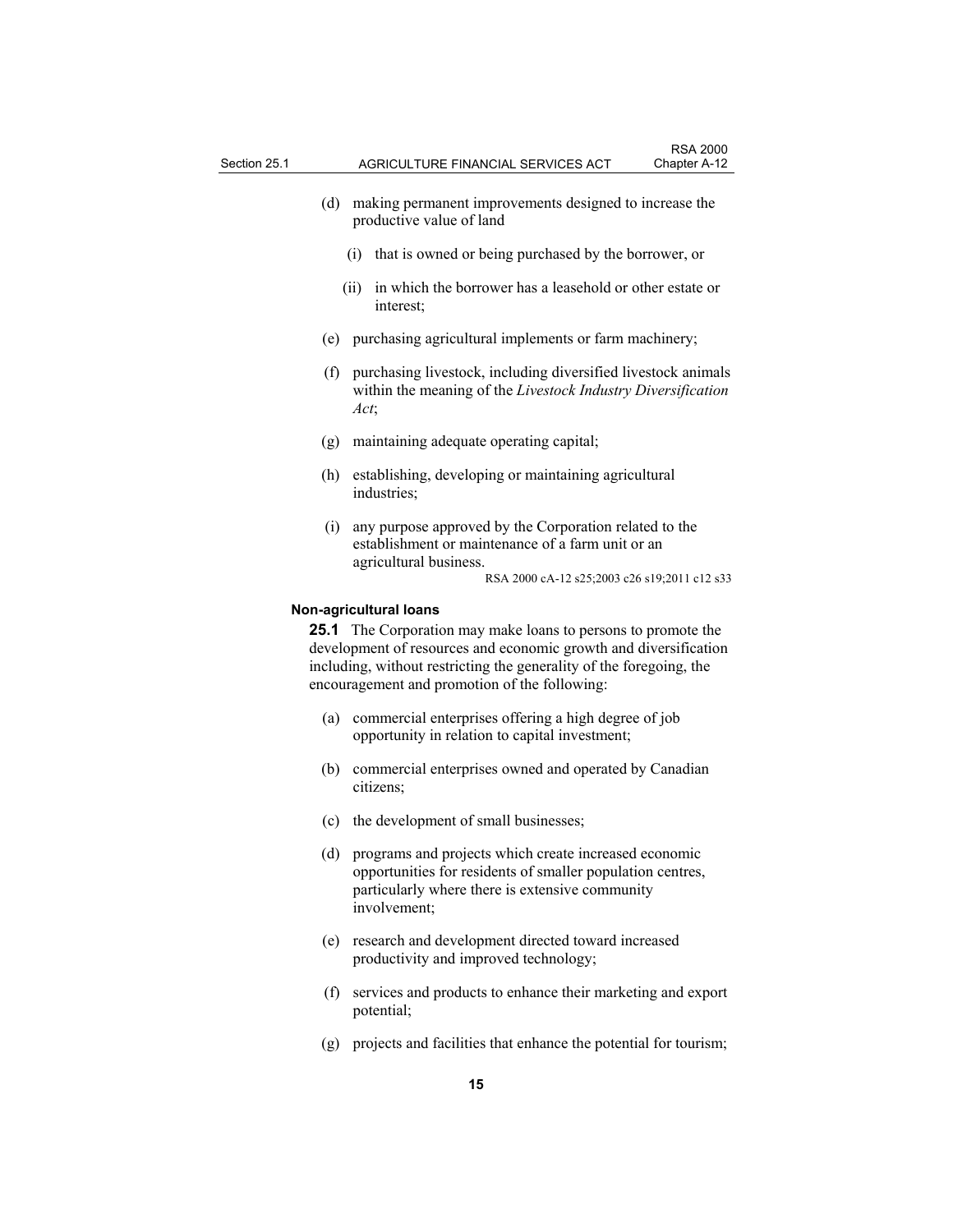(d) making permanent improvements designed to increase the productive value of land

(i) that is owned or being purchased by the borrower, or

(ii) in which the borrower has a leasehold or other estate or interest;

(e) purchasing agricultural implements or farm machinery;

(f) purchasing livestock, including diversified livestock animals within the meaning of the *Livestock Industry Diversification Act*;

(g) maintaining adequate operating capital;

(h) establishing, developing or maintaining agricultural industries;

(i) any purpose approved by the Corporation related to the establishment or maintenance of a farm unit or an agricultural business.

RSA 2000 cA-12 s25;2003 c26 s19;2011 c12 s33

**Non-agricultural loans**

**25.1** The Corporation may make loans to persons to promote the development of resources and economic growth and diversification including, without restricting the generality of the foregoing, the encouragement and promotion of the following:

(a) commercial enterprises offering a high degree of job opportunity in relation to capital investment;

(b) commercial enterprises owned and operated by Canadian citizens;

(c) the development of small businesses;

(d) programs and projects which create increased economic opportunities for residents of smaller population centres, particularly where there is extensive community involvement;

(e) research and development directed toward increased productivity and improved technology;

(f) services and products to enhance their marketing and export potential;

(g) projects and facilities that enhance the potential for tourism;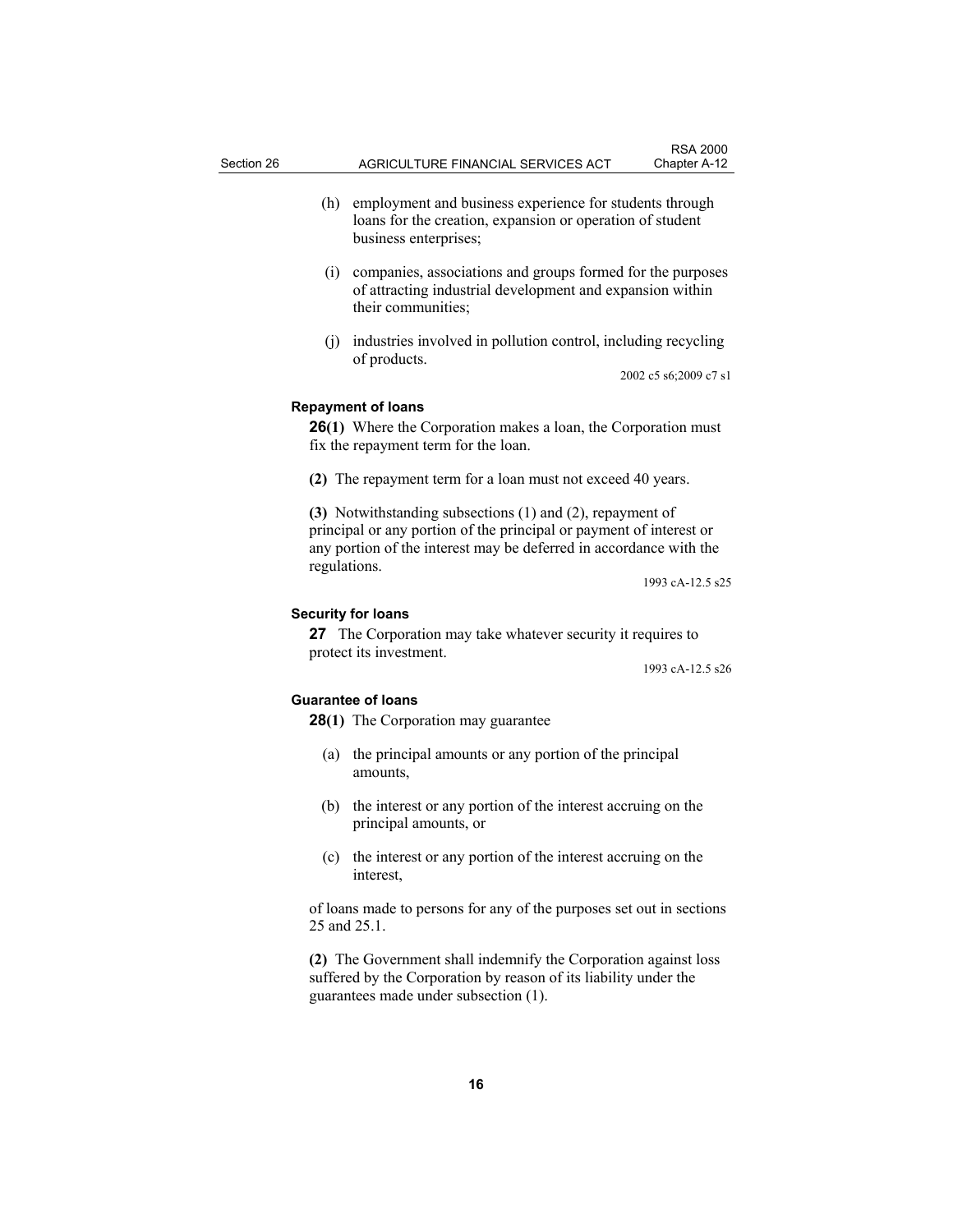(h) employment and business experience for students through loans for the creation, expansion or operation of student business enterprises;

(i) companies, associations and groups formed for the purposes of attracting industrial development and expansion within their communities;

(j) industries involved in pollution control, including recycling of products.

2002 c5 s6;2009 c7 s1

**Repayment of loans**

**26(1)** Where the Corporation makes a loan, the Corporation must fix the repayment term for the loan.

**(2)** The repayment term for a loan must not exceed 40 years.

**(3)** Notwithstanding subsections (1) and (2), repayment of principal or any portion of the principal or payment of interest or any portion of the interest may be deferred in accordance with the regulations.

1993 cA-12.5 s25

**Security for loans**

**27** The Corporation may take whatever security it requires to protect its investment.

1993 cA-12.5 s26

**Guarantee of loans**

**28(1)** The Corporation may guarantee

(a) the principal amounts or any portion of the principal amounts,

(b) the interest or any portion of the interest accruing on the principal amounts, or

(c) the interest or any portion of the interest accruing on the interest,

of loans made to persons for any of the purposes set out in sections 25 and 25.1.

**(2)** The Government shall indemnify the Corporation against loss suffered by the Corporation by reason of its liability under the guarantees made under subsection (1).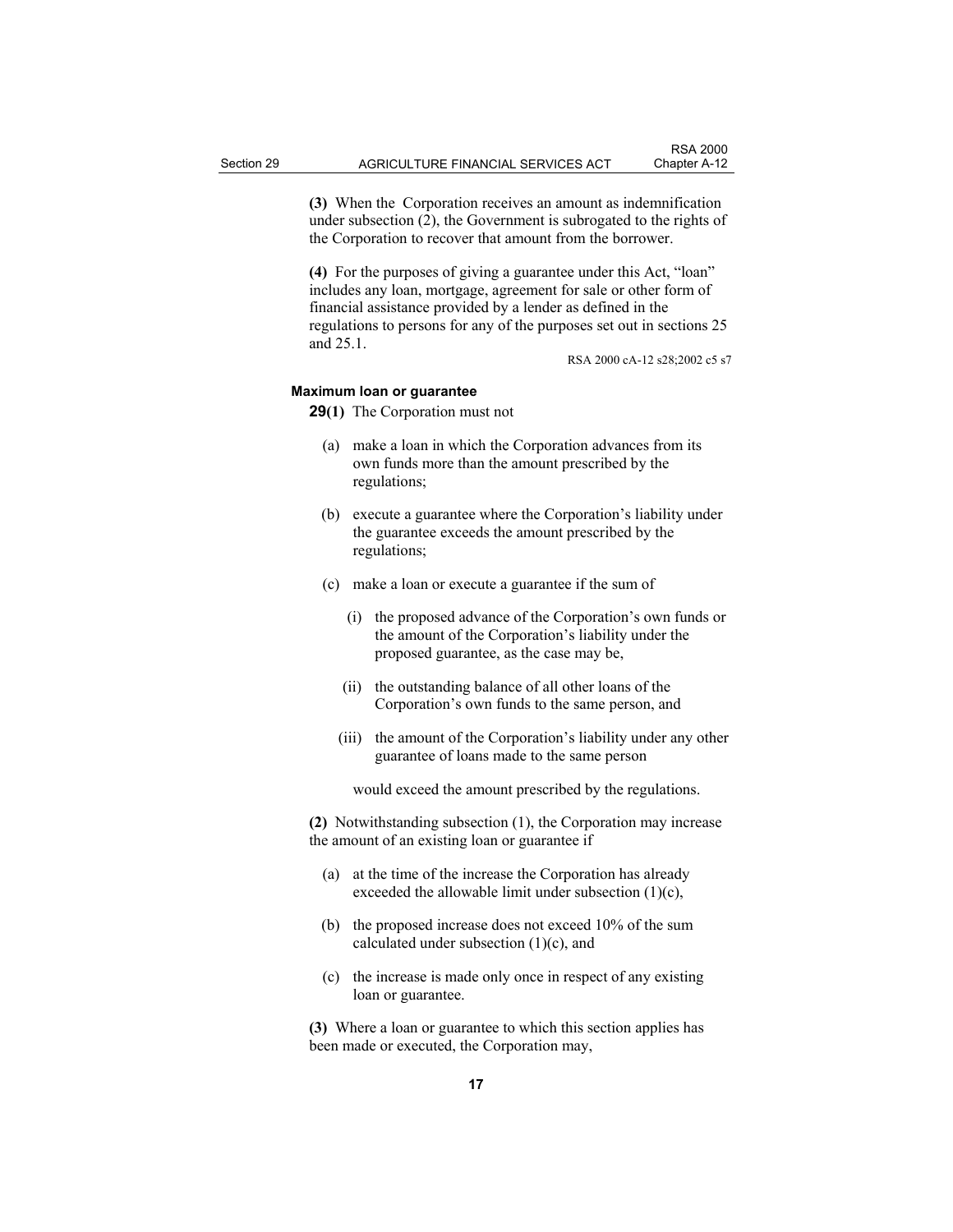**(3)** When the Corporation receives an amount as indemnification under subsection (2), the Government is subrogated to the rights of the Corporation to recover that amount from the borrower.

**(4)** For the purposes of giving a guarantee under this Act, "loan" includes any loan, mortgage, agreement for sale or other form of financial assistance provided by a lender as defined in the regulations to persons for any of the purposes set out in sections 25 and 25.1.

RSA 2000 cA-12 s28;2002 c5 s7

**Maximum loan or guarantee**

**29(1)** The Corporation must not

(a) make a loan in which the Corporation advances from its own funds more than the amount prescribed by the regulations;

(b) execute a guarantee where the Corporation's liability under the guarantee exceeds the amount prescribed by the regulations;

(c) make a loan or execute a guarantee if the sum of

(i) the proposed advance of the Corporation's own funds or the amount of the Corporation's liability under the proposed guarantee, as the case may be,

(ii) the outstanding balance of all other loans of the Corporation's own funds to the same person, and

(iii) the amount of the Corporation's liability under any other guarantee of loans made to the same person

would exceed the amount prescribed by the regulations.

**(2)** Notwithstanding subsection (1), the Corporation may increase the amount of an existing loan or guarantee if

(a) at the time of the increase the Corporation has already exceeded the allowable limit under subsection (1)(c),

(b) the proposed increase does not exceed 10% of the sum calculated under subsection (1)(c), and

(c) the increase is made only once in respect of any existing loan or guarantee.

**(3)** Where a loan or guarantee to which this section applies has been made or executed, the Corporation may,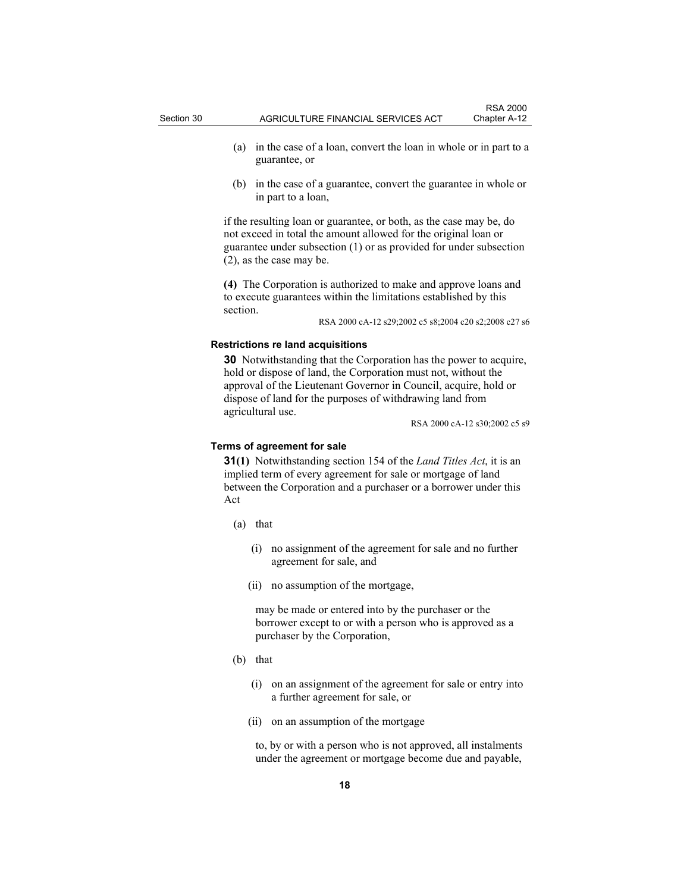(a) in the case of a loan, convert the loan in whole or in part to a guarantee, or

(b) in the case of a guarantee, convert the guarantee in whole or in part to a loan,

if the resulting loan or guarantee, or both, as the case may be, do not exceed in total the amount allowed for the original loan or guarantee under subsection (1) or as provided for under subsection (2), as the case may be.

**(4)** The Corporation is authorized to make and approve loans and to execute guarantees within the limitations established by this section.

RSA 2000 cA-12 s29;2002 c5 s8;2004 c20 s2;2008 c27 s6

#### Restrictions re land acquisitions

**30** Notwithstanding that the Corporation has the power to acquire, hold or dispose of land, the Corporation must not, without the approval of the Lieutenant Governor in Council, acquire, hold or dispose of land for the purposes of withdrawing land from agricultural use.

RSA 2000 cA-12 s30;2002 c5 s9

#### Terms of agreement for sale

**31(1)** Notwithstanding section 154 of the *Land Titles Act*, it is an implied term of every agreement for sale or mortgage of land between the Corporation and a purchaser or a borrower under this Act

(a) that

(i) no assignment of the agreement for sale and no further agreement for sale, and

(ii) no assumption of the mortgage,

may be made or entered into by the purchaser or the borrower except to or with a person who is approved as a purchaser by the Corporation,

(b) that

(i) on an assignment of the agreement for sale or entry into a further agreement for sale, or

(ii) on an assumption of the mortgage

to, by or with a person who is not approved, all instalments under the agreement or mortgage become due and payable,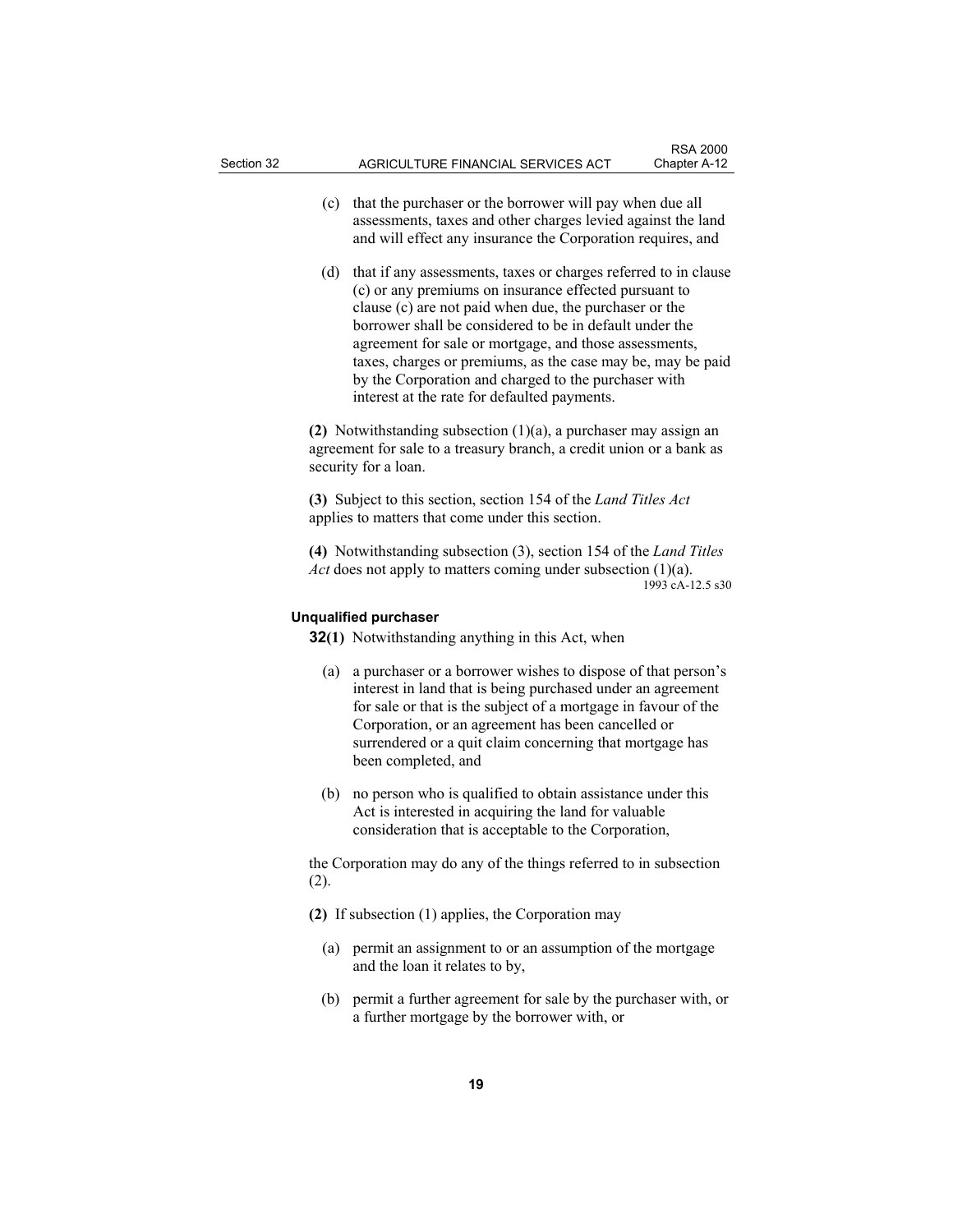(c) that the purchaser or the borrower will pay when due all assessments, taxes and other charges levied against the land and will effect any insurance the Corporation requires, and

(d) that if any assessments, taxes or charges referred to in clause (c) or any premiums on insurance effected pursuant to clause (c) are not paid when due, the purchaser or the borrower shall be considered to be in default under the agreement for sale or mortgage, and those assessments, taxes, charges or premiums, as the case may be, may be paid by the Corporation and charged to the purchaser with interest at the rate for defaulted payments.

**(2)** Notwithstanding subsection (1)(a), a purchaser may assign an agreement for sale to a treasury branch, a credit union or a bank as security for a loan.

**(3)** Subject to this section, section 154 of the *Land Titles Act* applies to matters that come under this section.

**(4)** Notwithstanding subsection (3), section 154 of the *Land Titles Act* does not apply to matters coming under subsection (1)(a).

1993 cA-12.5 s30

#### Unqualified purchaser

**32(1)** Notwithstanding anything in this Act, when

(a) a purchaser or a borrower wishes to dispose of that person's interest in land that is being purchased under an agreement for sale or that is the subject of a mortgage in favour of the Corporation, or an agreement has been cancelled or surrendered or a quit claim concerning that mortgage has been completed, and

(b) no person who is qualified to obtain assistance under this Act is interested in acquiring the land for valuable consideration that is acceptable to the Corporation,

the Corporation may do any of the things referred to in subsection (2).

**(2)** If subsection (1) applies, the Corporation may

(a) permit an assignment to or an assumption of the mortgage and the loan it relates to by,

(b) permit a further agreement for sale by the purchaser with, or a further mortgage by the borrower with, or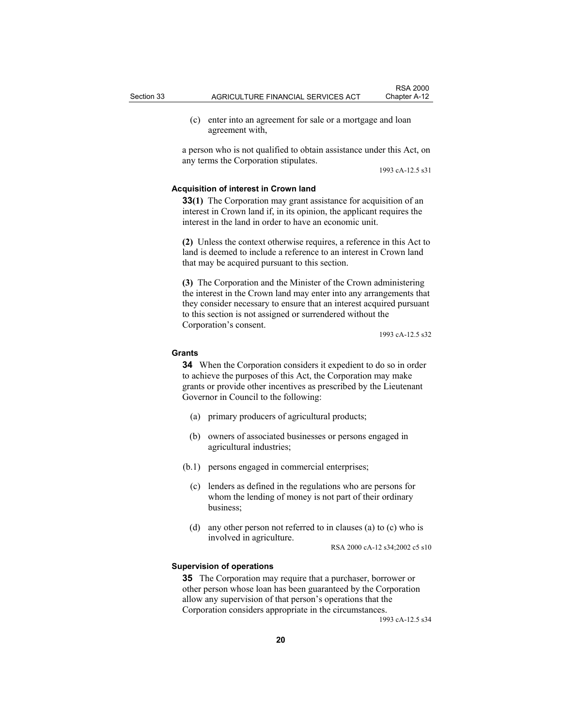(c) enter into an agreement for sale or a mortgage and loan agreement with,

a person who is not qualified to obtain assistance under this Act, on any terms the Corporation stipulates.

1993 cA-12.5 s31

#### Acquisition of interest in Crown land

**33(1)** The Corporation may grant assistance for acquisition of an interest in Crown land if, in its opinion, the applicant requires the interest in the land in order to have an economic unit.

**(2)** Unless the context otherwise requires, a reference in this Act to land is deemed to include a reference to an interest in Crown land that may be acquired pursuant to this section.

**(3)** The Corporation and the Minister of the Crown administering the interest in the Crown land may enter into any arrangements that they consider necessary to ensure that an interest acquired pursuant to this section is not assigned or surrendered without the Corporation's consent.

1993 cA-12.5 s32

#### Grants

**34** When the Corporation considers it expedient to do so in order to achieve the purposes of this Act, the Corporation may make grants or provide other incentives as prescribed by the Lieutenant Governor in Council to the following:

(a) primary producers of agricultural products;

(b) owners of associated businesses or persons engaged in agricultural industries;

(b.1) persons engaged in commercial enterprises;

(c) lenders as defined in the regulations who are persons for whom the lending of money is not part of their ordinary business;

(d) any other person not referred to in clauses (a) to (c) who is involved in agriculture.

RSA 2000 cA-12 s34;2002 c5 s10

#### Supervision of operations

**35** The Corporation may require that a purchaser, borrower or other person whose loan has been guaranteed by the Corporation allow any supervision of that person's operations that the Corporation considers appropriate in the circumstances.

1993 cA-12.5 s34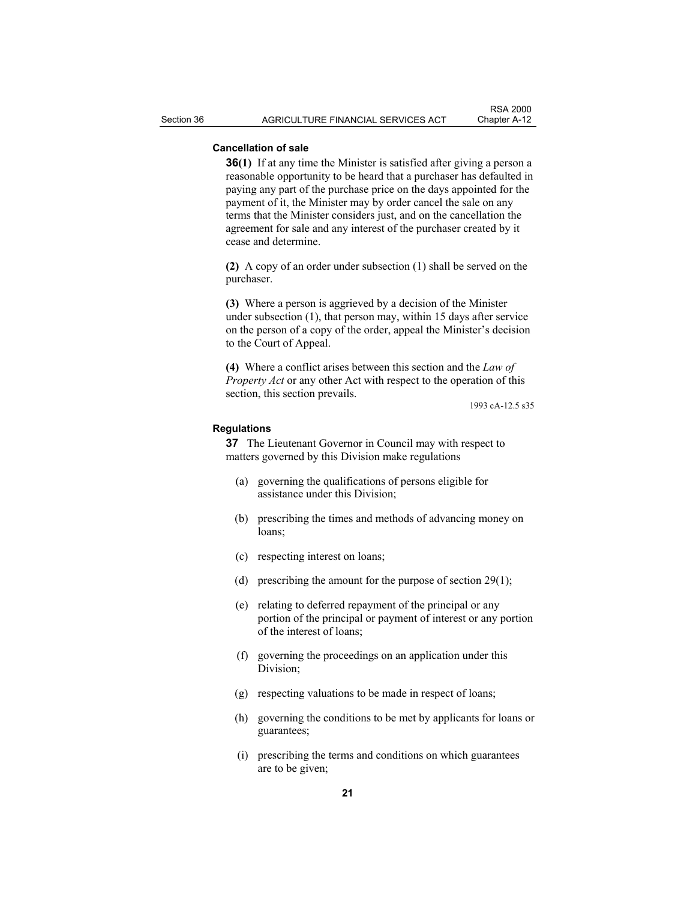**Cancellation of sale**

**36(1)** If at any time the Minister is satisfied after giving a person a reasonable opportunity to be heard that a purchaser has defaulted in paying any part of the purchase price on the days appointed for the payment of it, the Minister may by order cancel the sale on any terms that the Minister considers just, and on the cancellation the agreement for sale and any interest of the purchaser created by it cease and determine.

**(2)** A copy of an order under subsection (1) shall be served on the purchaser.

**(3)** Where a person is aggrieved by a decision of the Minister under subsection (1), that person may, within 15 days after service on the person of a copy of the order, appeal the Minister's decision to the Court of Appeal.

**(4)** Where a conflict arises between this section and the *Law of Property Act* or any other Act with respect to the operation of this section, this section prevails.

1993 cA-12.5 s35

**Regulations**

**37** The Lieutenant Governor in Council may with respect to matters governed by this Division make regulations

(a) governing the qualifications of persons eligible for assistance under this Division;

(b) prescribing the times and methods of advancing money on loans;

(c) respecting interest on loans;

(d) prescribing the amount for the purpose of section 29(1);

(e) relating to deferred repayment of the principal or any portion of the principal or payment of interest or any portion of the interest of loans;

(f) governing the proceedings on an application under this Division;

(g) respecting valuations to be made in respect of loans;

(h) governing the conditions to be met by applicants for loans or guarantees;

(i) prescribing the terms and conditions on which guarantees are to be given;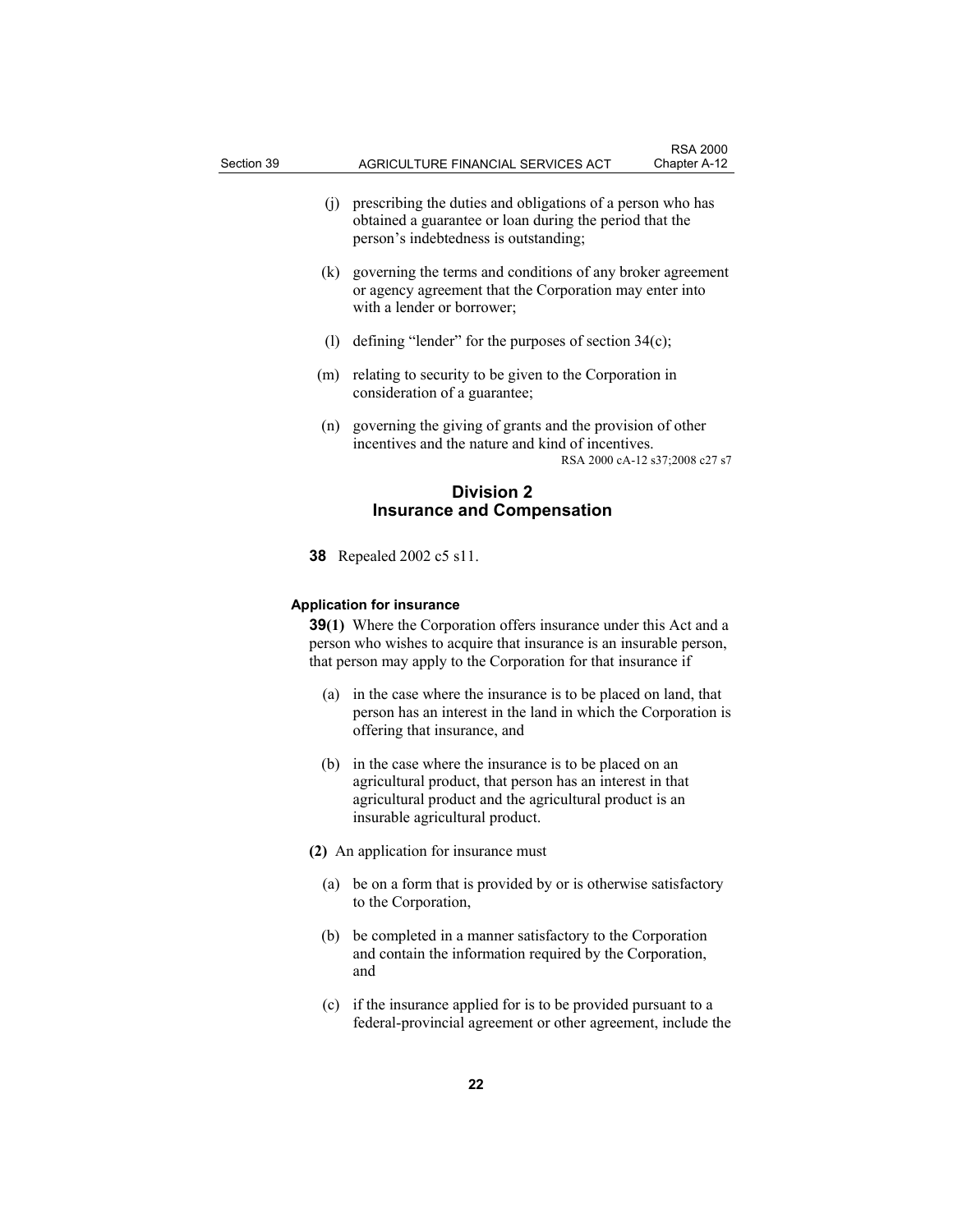(j) prescribing the duties and obligations of a person who has obtained a guarantee or loan during the period that the person's indebtedness is outstanding;

(k) governing the terms and conditions of any broker agreement or agency agreement that the Corporation may enter into with a lender or borrower;

(l) defining "lender" for the purposes of section 34(c);

(m) relating to security to be given to the Corporation in consideration of a guarantee;

(n) governing the giving of grants and the provision of other incentives and the nature and kind of incentives.

RSA 2000 cA-12 s37;2008 c27 s7

## Division 2
## Insurance and Compensation

**38** Repealed 2002 c5 s11.

### Application for insurance

**39(1)** Where the Corporation offers insurance under this Act and a person who wishes to acquire that insurance is an insurable person, that person may apply to the Corporation for that insurance if

(a) in the case where the insurance is to be placed on land, that person has an interest in the land in which the Corporation is offering that insurance, and

(b) in the case where the insurance is to be placed on an agricultural product, that person has an interest in that agricultural product and the agricultural product is an insurable agricultural product.

**(2)** An application for insurance must

(a) be on a form that is provided by or is otherwise satisfactory to the Corporation,

(b) be completed in a manner satisfactory to the Corporation and contain the information required by the Corporation, and

(c) if the insurance applied for is to be provided pursuant to a federal-provincial agreement or other agreement, include the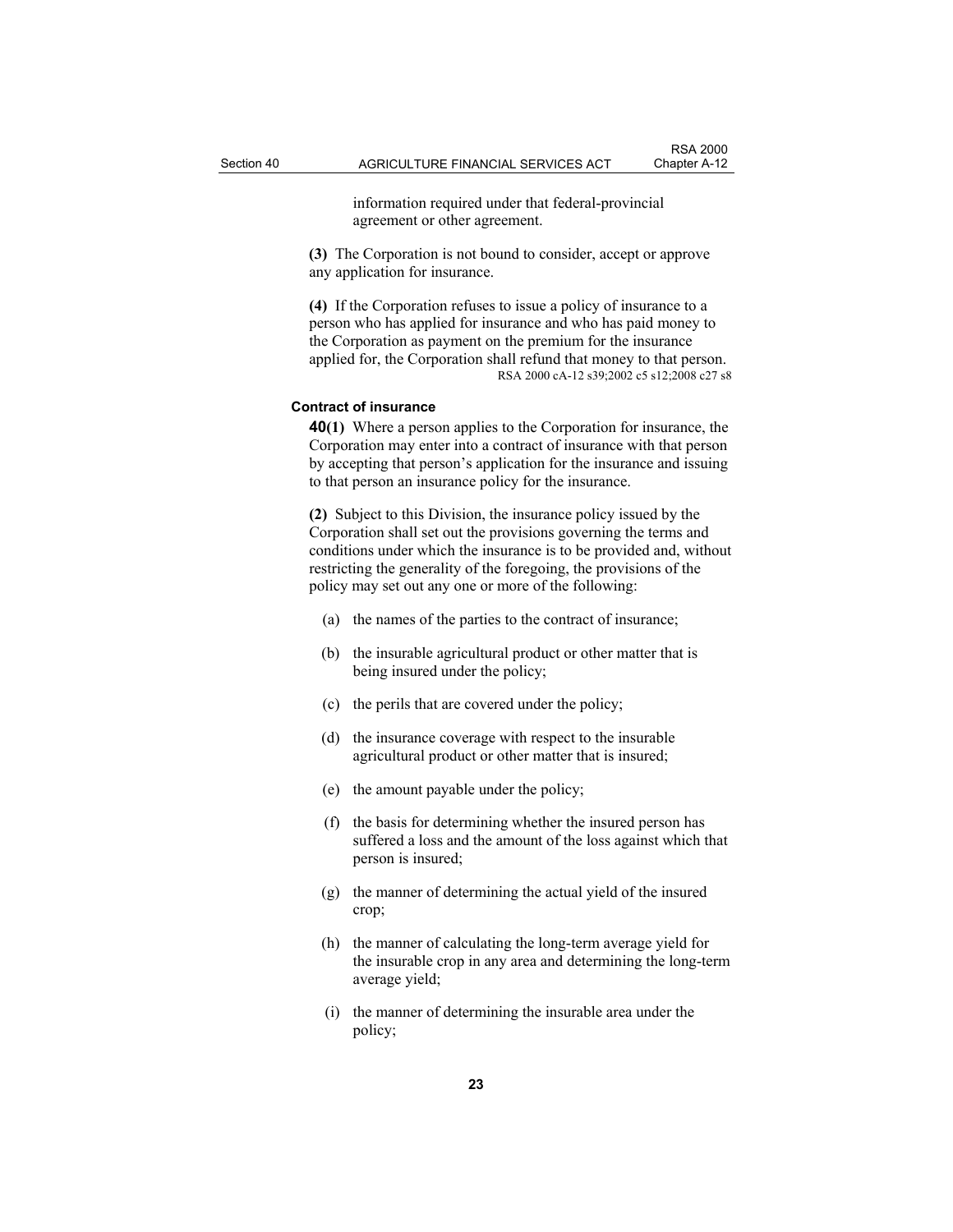information required under that federal-provincial agreement or other agreement.

**(3)** The Corporation is not bound to consider, accept or approve any application for insurance.

**(4)** If the Corporation refuses to issue a policy of insurance to a person who has applied for insurance and who has paid money to the Corporation as payment on the premium for the insurance applied for, the Corporation shall refund that money to that person.

RSA 2000 cA-12 s39;2002 c5 s12;2008 c27 s8

**Contract of insurance**

**40(1)** Where a person applies to the Corporation for insurance, the Corporation may enter into a contract of insurance with that person by accepting that person's application for the insurance and issuing to that person an insurance policy for the insurance.

**(2)** Subject to this Division, the insurance policy issued by the Corporation shall set out the provisions governing the terms and conditions under which the insurance is to be provided and, without restricting the generality of the foregoing, the provisions of the policy may set out any one or more of the following:

(a) the names of the parties to the contract of insurance;

(b) the insurable agricultural product or other matter that is being insured under the policy;

(c) the perils that are covered under the policy;

(d) the insurance coverage with respect to the insurable agricultural product or other matter that is insured;

(e) the amount payable under the policy;

(f) the basis for determining whether the insured person has suffered a loss and the amount of the loss against which that person is insured;

(g) the manner of determining the actual yield of the insured crop;

(h) the manner of calculating the long-term average yield for the insurable crop in any area and determining the long-term average yield;

(i) the manner of determining the insurable area under the policy;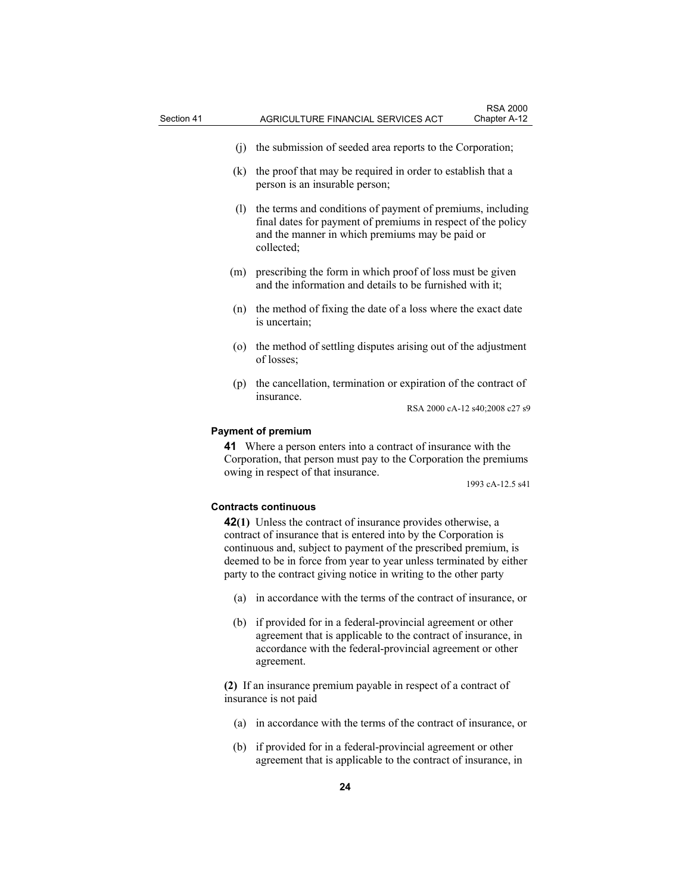(j) the submission of seeded area reports to the Corporation;

(k) the proof that may be required in order to establish that a person is an insurable person;

(l) the terms and conditions of payment of premiums, including final dates for payment of premiums in respect of the policy and the manner in which premiums may be paid or collected;

(m) prescribing the form in which proof of loss must be given and the information and details to be furnished with it;

(n) the method of fixing the date of a loss where the exact date is uncertain;

(o) the method of settling disputes arising out of the adjustment of losses;

(p) the cancellation, termination or expiration of the contract of insurance.

RSA 2000 cA-12 s40;2008 c27 s9

**Payment of premium**

**41** Where a person enters into a contract of insurance with the Corporation, that person must pay to the Corporation the premiums owing in respect of that insurance.

1993 cA-12.5 s41

**Contracts continuous**

**42(1)** Unless the contract of insurance provides otherwise, a contract of insurance that is entered into by the Corporation is continuous and, subject to payment of the prescribed premium, is deemed to be in force from year to year unless terminated by either party to the contract giving notice in writing to the other party

(a) in accordance with the terms of the contract of insurance, or

(b) if provided for in a federal-provincial agreement or other agreement that is applicable to the contract of insurance, in accordance with the federal-provincial agreement or other agreement.

**(2)** If an insurance premium payable in respect of a contract of insurance is not paid

(a) in accordance with the terms of the contract of insurance, or

(b) if provided for in a federal-provincial agreement or other agreement that is applicable to the contract of insurance, in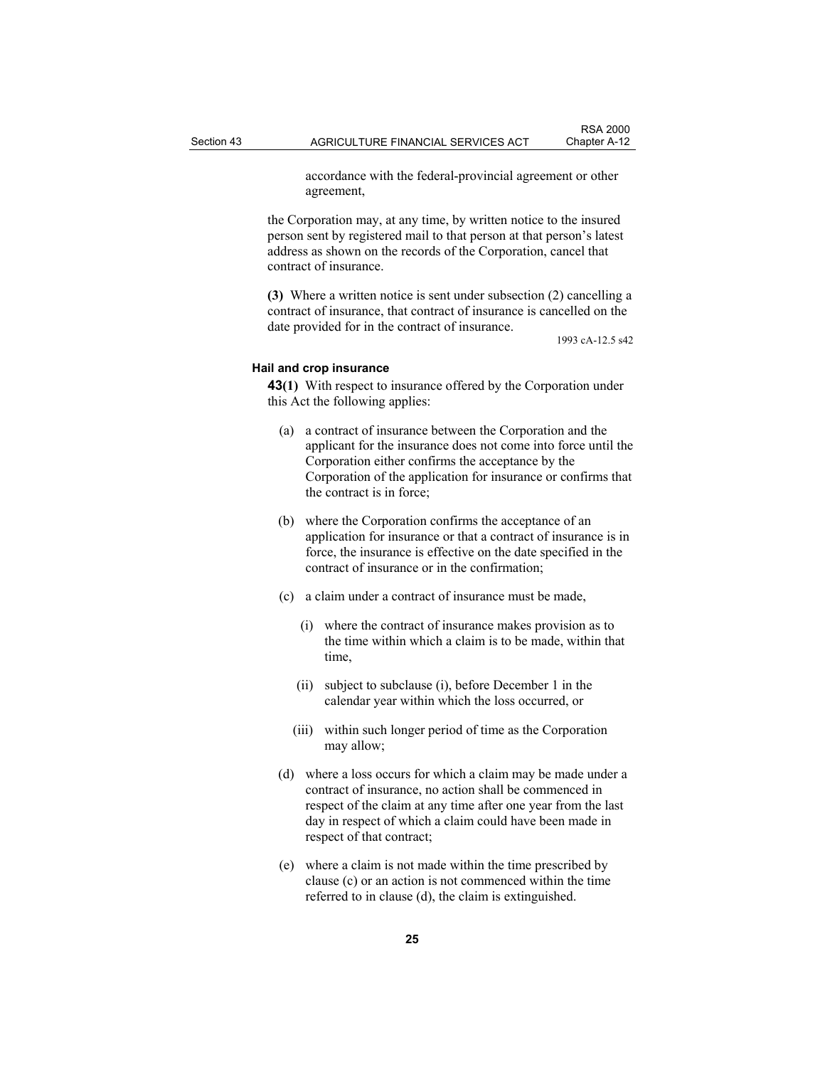accordance with the federal-provincial agreement or other agreement,

the Corporation may, at any time, by written notice to the insured person sent by registered mail to that person at that person's latest address as shown on the records of the Corporation, cancel that contract of insurance.

**(3)** Where a written notice is sent under subsection (2) cancelling a contract of insurance, that contract of insurance is cancelled on the date provided for in the contract of insurance.

1993 cA-12.5 s42

#### Hail and crop insurance

**43(1)** With respect to insurance offered by the Corporation under this Act the following applies:

- (a) a contract of insurance between the Corporation and the applicant for the insurance does not come into force until the Corporation either confirms the acceptance by the Corporation of the application for insurance or confirms that the contract is in force;
- (b) where the Corporation confirms the acceptance of an application for insurance or that a contract of insurance is in force, the insurance is effective on the date specified in the contract of insurance or in the confirmation;
- (c) a claim under a contract of insurance must be made,
  - (i) where the contract of insurance makes provision as to the time within which a claim is to be made, within that time,
  - (ii) subject to subclause (i), before December 1 in the calendar year within which the loss occurred, or
  - (iii) within such longer period of time as the Corporation may allow;
- (d) where a loss occurs for which a claim may be made under a contract of insurance, no action shall be commenced in respect of the claim at any time after one year from the last day in respect of which a claim could have been made in respect of that contract;
- (e) where a claim is not made within the time prescribed by clause (c) or an action is not commenced within the time referred to in clause (d), the claim is extinguished.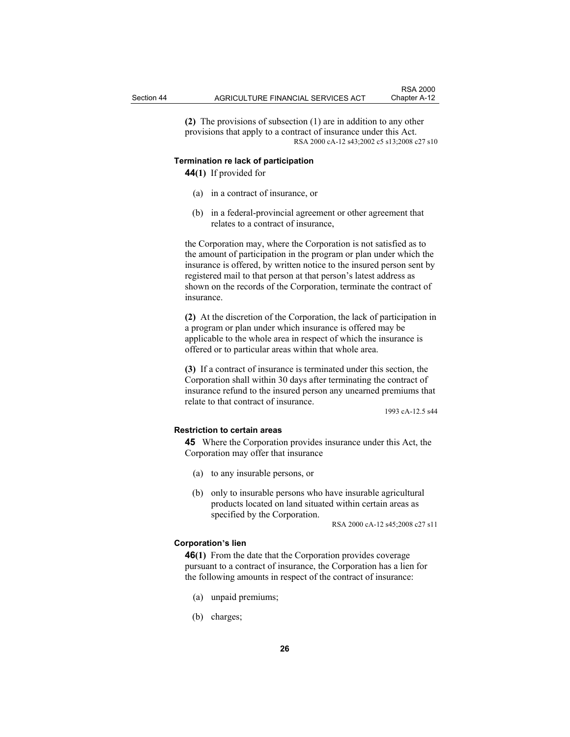**(2)** The provisions of subsection (1) are in addition to any other provisions that apply to a contract of insurance under this Act.

RSA 2000 cA-12 s43;2002 c5 s13;2008 c27 s10

### Termination re lack of participation

**44(1)** If provided for

(a) in a contract of insurance, or

(b) in a federal-provincial agreement or other agreement that relates to a contract of insurance,

the Corporation may, where the Corporation is not satisfied as to the amount of participation in the program or plan under which the insurance is offered, by written notice to the insured person sent by registered mail to that person at that person's latest address as shown on the records of the Corporation, terminate the contract of insurance.

**(2)** At the discretion of the Corporation, the lack of participation in a program or plan under which insurance is offered may be applicable to the whole area in respect of which the insurance is offered or to particular areas within that whole area.

**(3)** If a contract of insurance is terminated under this section, the Corporation shall within 30 days after terminating the contract of insurance refund to the insured person any unearned premiums that relate to that contract of insurance.

1993 cA-12.5 s44

### Restriction to certain areas

**45** Where the Corporation provides insurance under this Act, the Corporation may offer that insurance

(a) to any insurable persons, or

(b) only to insurable persons who have insurable agricultural products located on land situated within certain areas as specified by the Corporation.

RSA 2000 cA-12 s45;2008 c27 s11

### Corporation's lien

**46(1)** From the date that the Corporation provides coverage pursuant to a contract of insurance, the Corporation has a lien for the following amounts in respect of the contract of insurance:

(a) unpaid premiums;

(b) charges;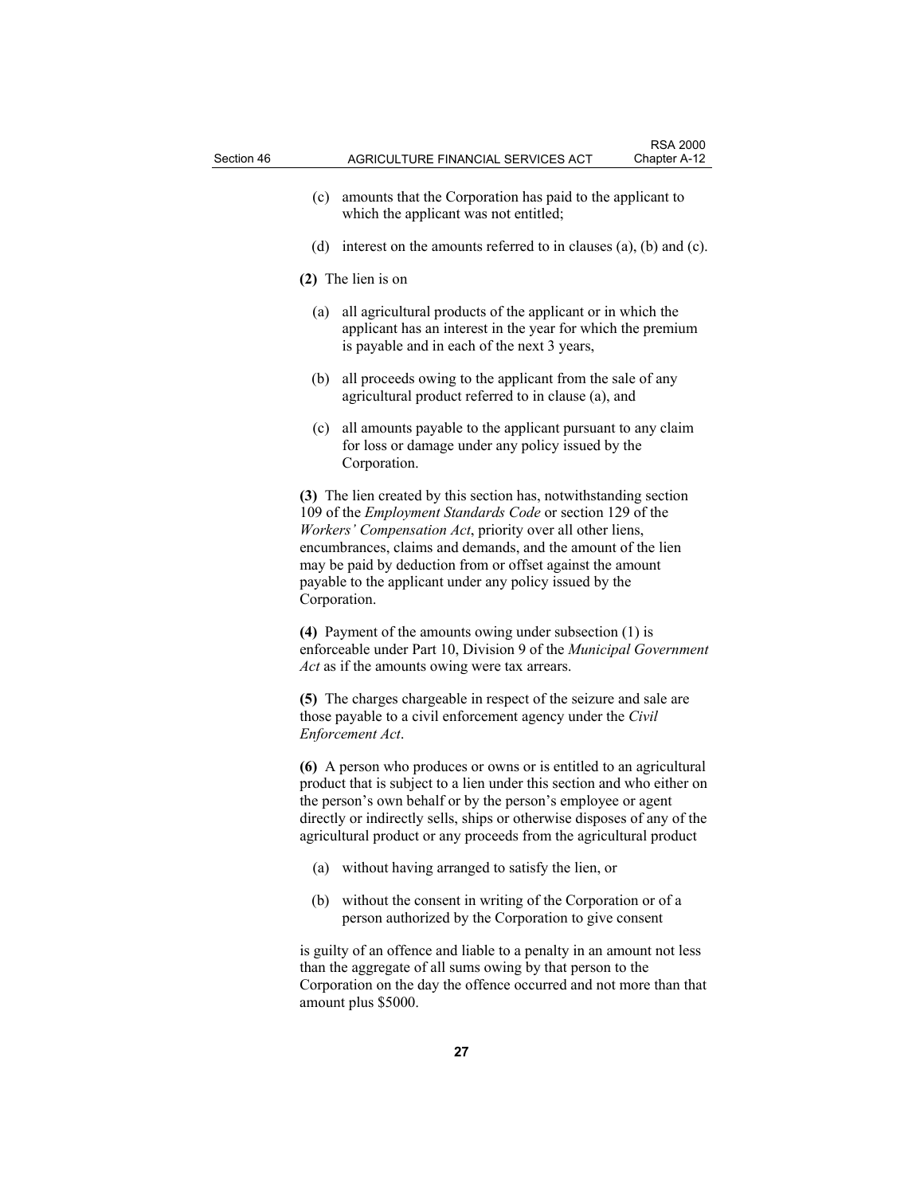(c) amounts that the Corporation has paid to the applicant to which the applicant was not entitled;

(d) interest on the amounts referred to in clauses (a), (b) and (c).

**(2)** The lien is on

(a) all agricultural products of the applicant or in which the applicant has an interest in the year for which the premium is payable and in each of the next 3 years,

(b) all proceeds owing to the applicant from the sale of any agricultural product referred to in clause (a), and

(c) all amounts payable to the applicant pursuant to any claim for loss or damage under any policy issued by the Corporation.

**(3)** The lien created by this section has, notwithstanding section 109 of the *Employment Standards Code* or section 129 of the *Workers' Compensation Act*, priority over all other liens, encumbrances, claims and demands, and the amount of the lien may be paid by deduction from or offset against the amount payable to the applicant under any policy issued by the Corporation.

**(4)** Payment of the amounts owing under subsection (1) is enforceable under Part 10, Division 9 of the *Municipal Government Act* as if the amounts owing were tax arrears.

**(5)** The charges chargeable in respect of the seizure and sale are those payable to a civil enforcement agency under the *Civil Enforcement Act*.

**(6)** A person who produces or owns or is entitled to an agricultural product that is subject to a lien under this section and who either on the person's own behalf or by the person's employee or agent directly or indirectly sells, ships or otherwise disposes of any of the agricultural product or any proceeds from the agricultural product

(a) without having arranged to satisfy the lien, or

(b) without the consent in writing of the Corporation or of a person authorized by the Corporation to give consent

is guilty of an offence and liable to a penalty in an amount not less than the aggregate of all sums owing by that person to the Corporation on the day the offence occurred and not more than that amount plus $5000.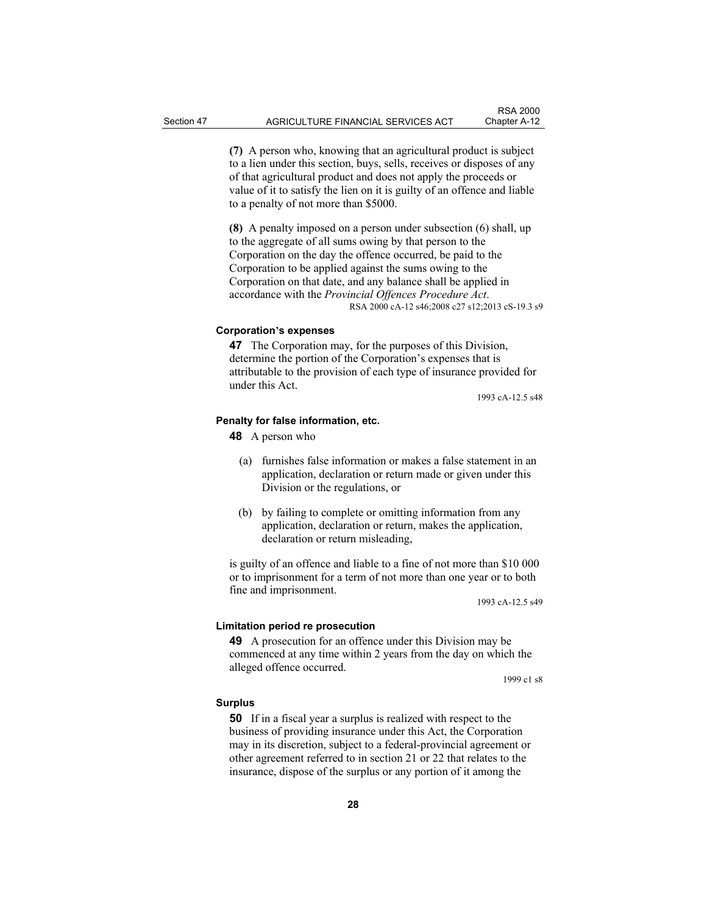**(7)** A person who, knowing that an agricultural product is subject to a lien under this section, buys, sells, receives or disposes of any of that agricultural product and does not apply the proceeds or value of it to satisfy the lien on it is guilty of an offence and liable to a penalty of not more than $5000.

**(8)** A penalty imposed on a person under subsection (6) shall, up to the aggregate of all sums owing by that person to the Corporation on the day the offence occurred, be paid to the Corporation to be applied against the sums owing to the Corporation on that date, and any balance shall be applied in accordance with the *Provincial Offences Procedure Act*.

RSA 2000 cA-12 s46;2008 c27 s12;2013 cS-19.3 s9

#### Corporation's expenses

**47** The Corporation may, for the purposes of this Division, determine the portion of the Corporation's expenses that is attributable to the provision of each type of insurance provided for under this Act.

1993 cA-12.5 s48

#### Penalty for false information, etc.

**48** A person who

(a) furnishes false information or makes a false statement in an application, declaration or return made or given under this Division or the regulations, or

(b) by failing to complete or omitting information from any application, declaration or return, makes the application, declaration or return misleading,

is guilty of an offence and liable to a fine of not more than $10 000 or to imprisonment for a term of not more than one year or to both fine and imprisonment.

1993 cA-12.5 s49

#### Limitation period re prosecution

**49** A prosecution for an offence under this Division may be commenced at any time within 2 years from the day on which the alleged offence occurred.

1999 c1 s8

#### Surplus

**50** If in a fiscal year a surplus is realized with respect to the business of providing insurance under this Act, the Corporation may in its discretion, subject to a federal-provincial agreement or other agreement referred to in section 21 or 22 that relates to the insurance, dispose of the surplus or any portion of it among the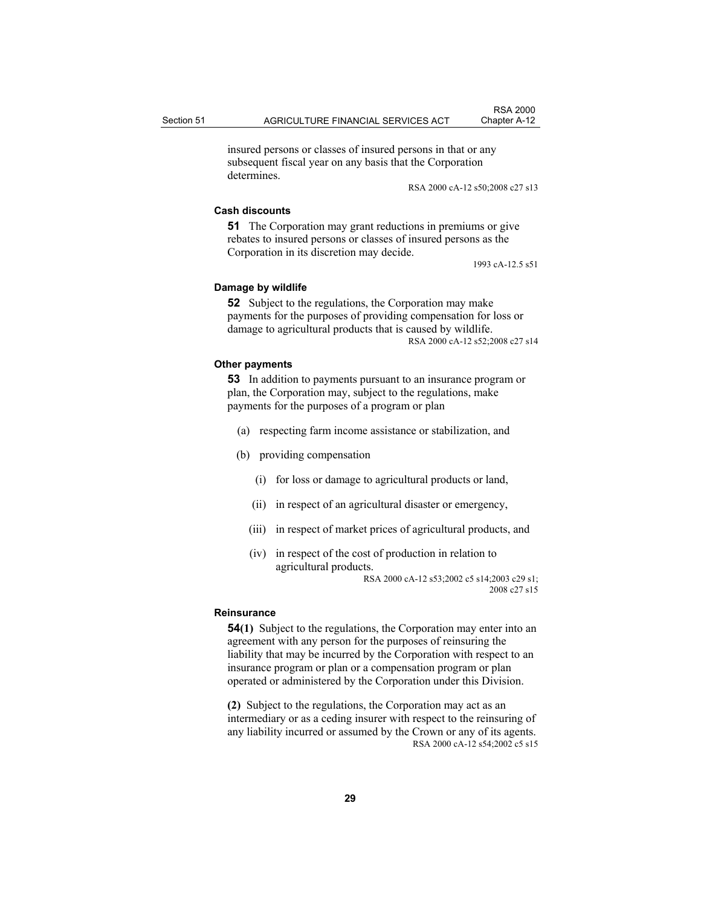insured persons or classes of insured persons in that or any subsequent fiscal year on any basis that the Corporation determines.

RSA 2000 cA-12 s50;2008 c27 s13

**Cash discounts**

**51** The Corporation may grant reductions in premiums or give rebates to insured persons or classes of insured persons as the Corporation in its discretion may decide.

1993 cA-12.5 s51

**Damage by wildlife**

**52** Subject to the regulations, the Corporation may make payments for the purposes of providing compensation for loss or damage to agricultural products that is caused by wildlife.

RSA 2000 cA-12 s52;2008 c27 s14

**Other payments**

**53** In addition to payments pursuant to an insurance program or plan, the Corporation may, subject to the regulations, make payments for the purposes of a program or plan

(a) respecting farm income assistance or stabilization, and

(b) providing compensation

(i) for loss or damage to agricultural products or land,

(ii) in respect of an agricultural disaster or emergency,

(iii) in respect of market prices of agricultural products, and

(iv) in respect of the cost of production in relation to agricultural products.

RSA 2000 cA-12 s53;2002 c5 s14;2003 c29 s1; 2008 c27 s15

**Reinsurance**

**54(1)** Subject to the regulations, the Corporation may enter into an agreement with any person for the purposes of reinsuring the liability that may be incurred by the Corporation with respect to an insurance program or plan or a compensation program or plan operated or administered by the Corporation under this Division.

**(2)** Subject to the regulations, the Corporation may act as an intermediary or as a ceding insurer with respect to the reinsuring of any liability incurred or assumed by the Crown or any of its agents.

RSA 2000 cA-12 s54;2002 c5 s15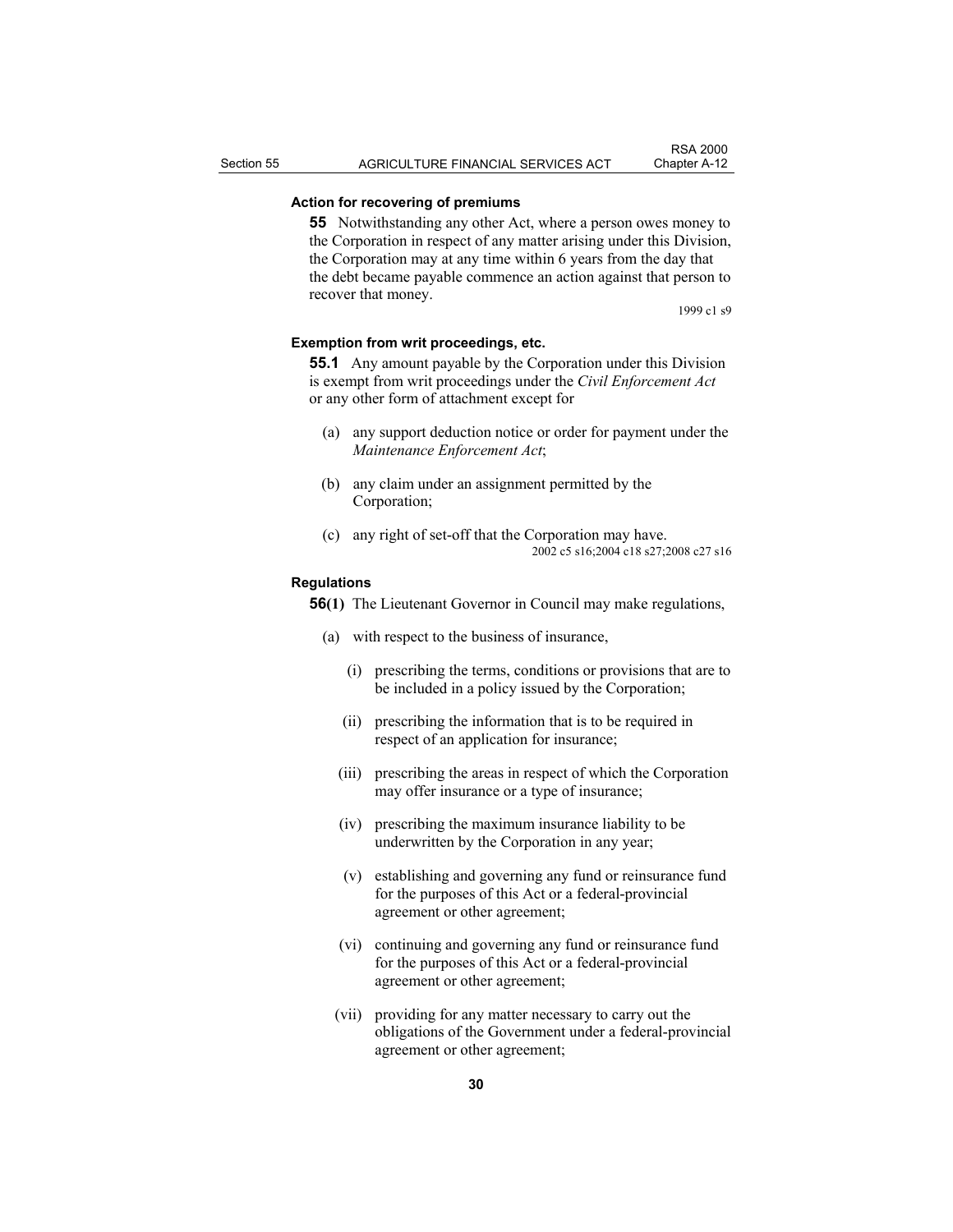**Action for recovering of premiums**

**55** Notwithstanding any other Act, where a person owes money to the Corporation in respect of any matter arising under this Division, the Corporation may at any time within 6 years from the day that the debt became payable commence an action against that person to recover that money.

1999 c1 s9

**Exemption from writ proceedings, etc.**

**55.1** Any amount payable by the Corporation under this Division is exempt from writ proceedings under the *Civil Enforcement Act* or any other form of attachment except for

(a) any support deduction notice or order for payment under the *Maintenance Enforcement Act*;

(b) any claim under an assignment permitted by the Corporation;

(c) any right of set-off that the Corporation may have.

2002 c5 s16;2004 c18 s27;2008 c27 s16

**Regulations**

**56(1)** The Lieutenant Governor in Council may make regulations,

(a) with respect to the business of insurance,

(i) prescribing the terms, conditions or provisions that are to be included in a policy issued by the Corporation;

(ii) prescribing the information that is to be required in respect of an application for insurance;

(iii) prescribing the areas in respect of which the Corporation may offer insurance or a type of insurance;

(iv) prescribing the maximum insurance liability to be underwritten by the Corporation in any year;

(v) establishing and governing any fund or reinsurance fund for the purposes of this Act or a federal-provincial agreement or other agreement;

(vi) continuing and governing any fund or reinsurance fund for the purposes of this Act or a federal-provincial agreement or other agreement;

(vii) providing for any matter necessary to carry out the obligations of the Government under a federal-provincial agreement or other agreement;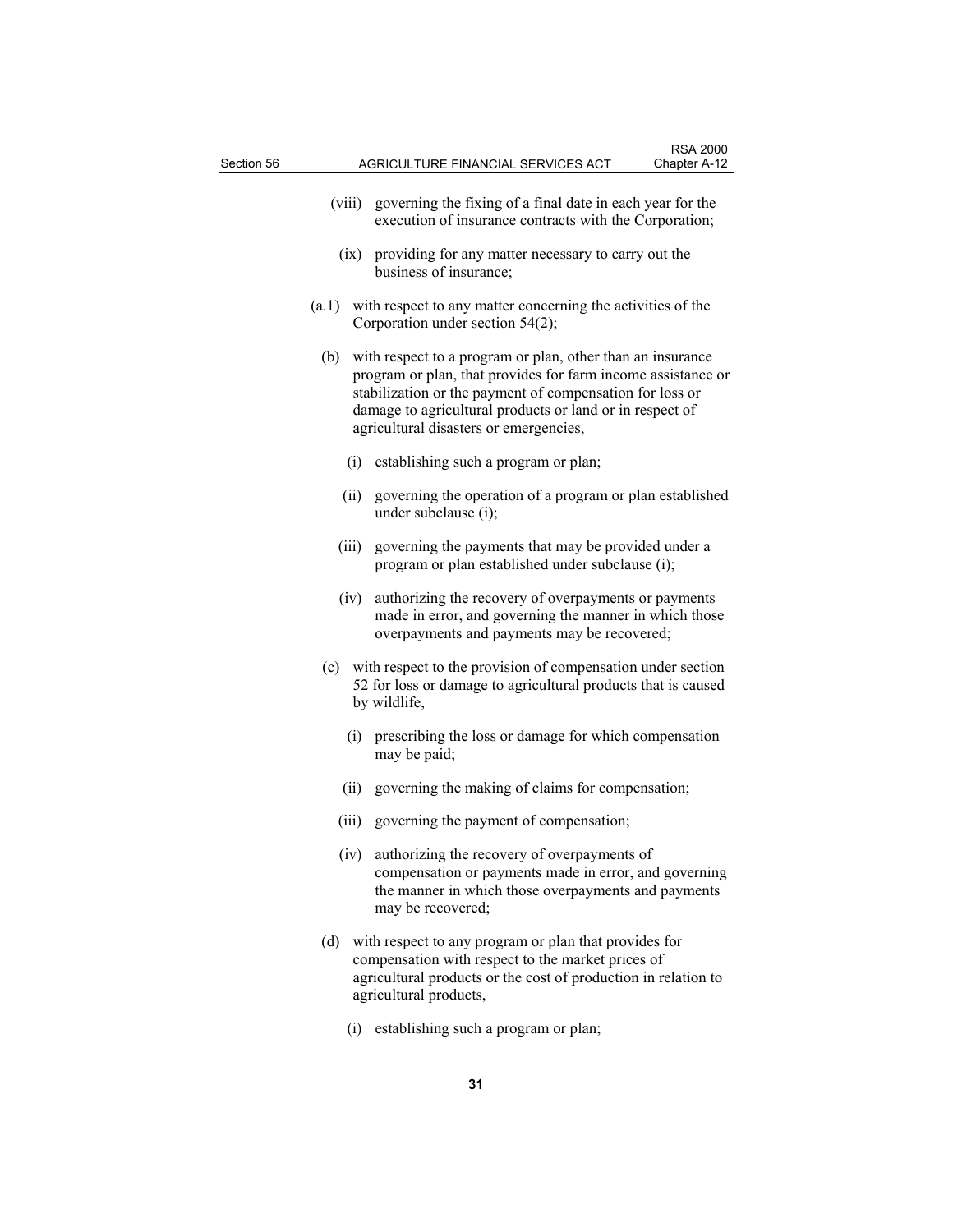(viii) governing the fixing of a final date in each year for the execution of insurance contracts with the Corporation;

(ix) providing for any matter necessary to carry out the business of insurance;

(a.1) with respect to any matter concerning the activities of the Corporation under section 54(2);

(b) with respect to a program or plan, other than an insurance program or plan, that provides for farm income assistance or stabilization or the payment of compensation for loss or damage to agricultural products or land or in respect of agricultural disasters or emergencies,

(i) establishing such a program or plan;

(ii) governing the operation of a program or plan established under subclause (i);

(iii) governing the payments that may be provided under a program or plan established under subclause (i);

(iv) authorizing the recovery of overpayments or payments made in error, and governing the manner in which those overpayments and payments may be recovered;

(c) with respect to the provision of compensation under section 52 for loss or damage to agricultural products that is caused by wildlife,

(i) prescribing the loss or damage for which compensation may be paid;

(ii) governing the making of claims for compensation;

(iii) governing the payment of compensation;

(iv) authorizing the recovery of overpayments of compensation or payments made in error, and governing the manner in which those overpayments and payments may be recovered;

(d) with respect to any program or plan that provides for compensation with respect to the market prices of agricultural products or the cost of production in relation to agricultural products,

(i) establishing such a program or plan;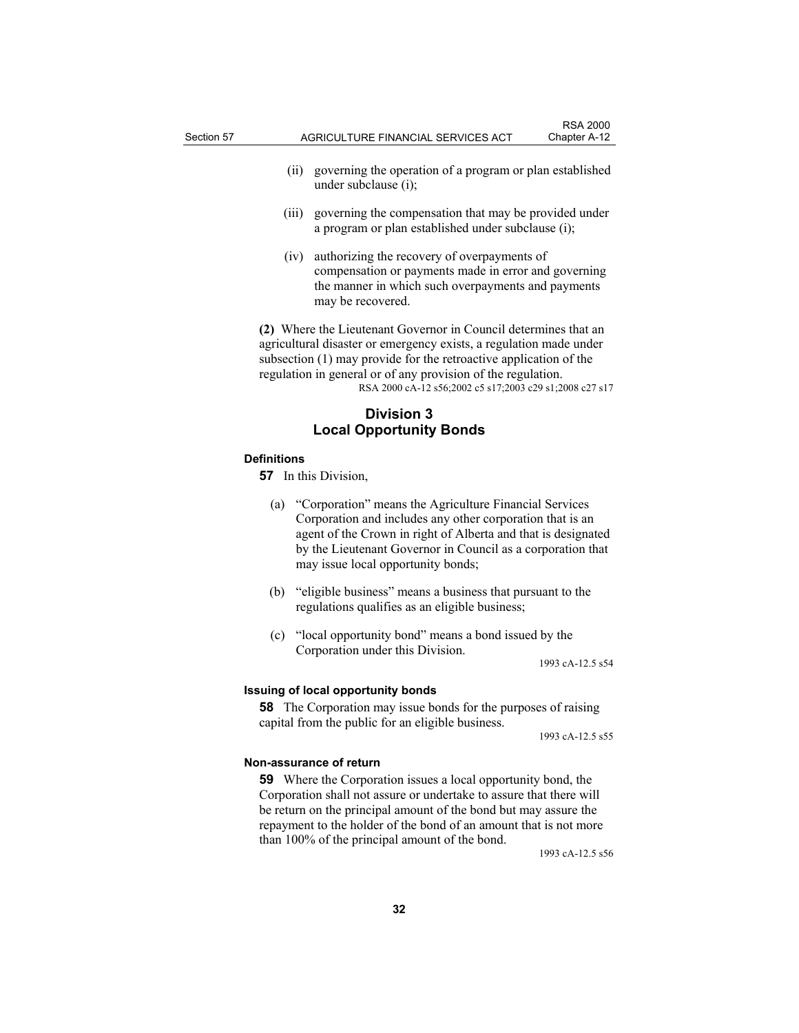(ii) governing the operation of a program or plan established under subclause (i);

(iii) governing the compensation that may be provided under a program or plan established under subclause (i);

(iv) authorizing the recovery of overpayments of compensation or payments made in error and governing the manner in which such overpayments and payments may be recovered.

**(2)** Where the Lieutenant Governor in Council determines that an agricultural disaster or emergency exists, a regulation made under subsection (1) may provide for the retroactive application of the regulation in general or of any provision of the regulation.

RSA 2000 cA-12 s56;2002 c5 s17;2003 c29 s1;2008 c27 s17

## Division 3
## Local Opportunity Bonds

### Definitions

**57** In this Division,

(a) "Corporation" means the Agriculture Financial Services Corporation and includes any other corporation that is an agent of the Crown in right of Alberta and that is designated by the Lieutenant Governor in Council as a corporation that may issue local opportunity bonds;

(b) "eligible business" means a business that pursuant to the regulations qualifies as an eligible business;

(c) "local opportunity bond" means a bond issued by the Corporation under this Division.

1993 cA-12.5 s54

### Issuing of local opportunity bonds

**58** The Corporation may issue bonds for the purposes of raising capital from the public for an eligible business.

1993 cA-12.5 s55

### Non-assurance of return

**59** Where the Corporation issues a local opportunity bond, the Corporation shall not assure or undertake to assure that there will be return on the principal amount of the bond but may assure the repayment to the holder of the bond of an amount that is not more than 100% of the principal amount of the bond.

1993 cA-12.5 s56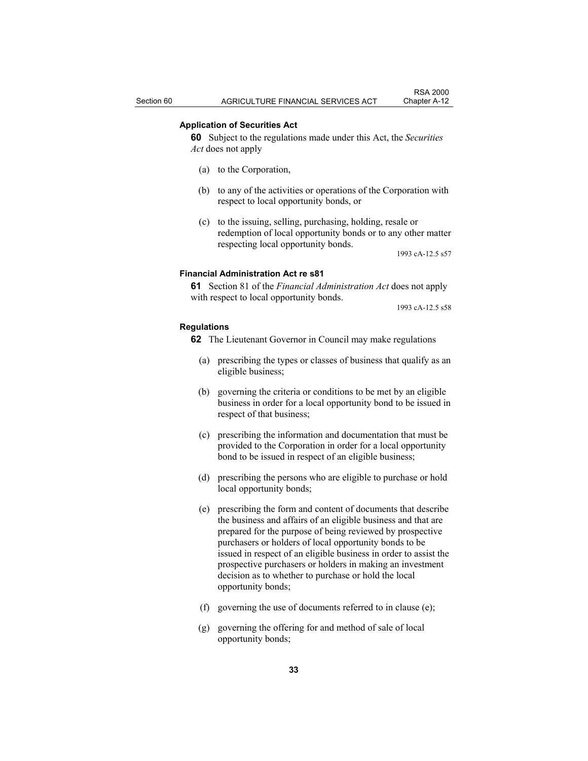**Application of Securities Act**

**60** Subject to the regulations made under this Act, the *Securities Act* does not apply

(a) to the Corporation,

(b) to any of the activities or operations of the Corporation with respect to local opportunity bonds, or

(c) to the issuing, selling, purchasing, holding, resale or redemption of local opportunity bonds or to any other matter respecting local opportunity bonds.

1993 cA-12.5 s57

**Financial Administration Act re s81**

**61** Section 81 of the *Financial Administration Act* does not apply with respect to local opportunity bonds.

1993 cA-12.5 s58

**Regulations**

**62** The Lieutenant Governor in Council may make regulations

(a) prescribing the types or classes of business that qualify as an eligible business;

(b) governing the criteria or conditions to be met by an eligible business in order for a local opportunity bond to be issued in respect of that business;

(c) prescribing the information and documentation that must be provided to the Corporation in order for a local opportunity bond to be issued in respect of an eligible business;

(d) prescribing the persons who are eligible to purchase or hold local opportunity bonds;

(e) prescribing the form and content of documents that describe the business and affairs of an eligible business and that are prepared for the purpose of being reviewed by prospective purchasers or holders of local opportunity bonds to be issued in respect of an eligible business in order to assist the prospective purchasers or holders in making an investment decision as to whether to purchase or hold the local opportunity bonds;

(f) governing the use of documents referred to in clause (e);

(g) governing the offering for and method of sale of local opportunity bonds;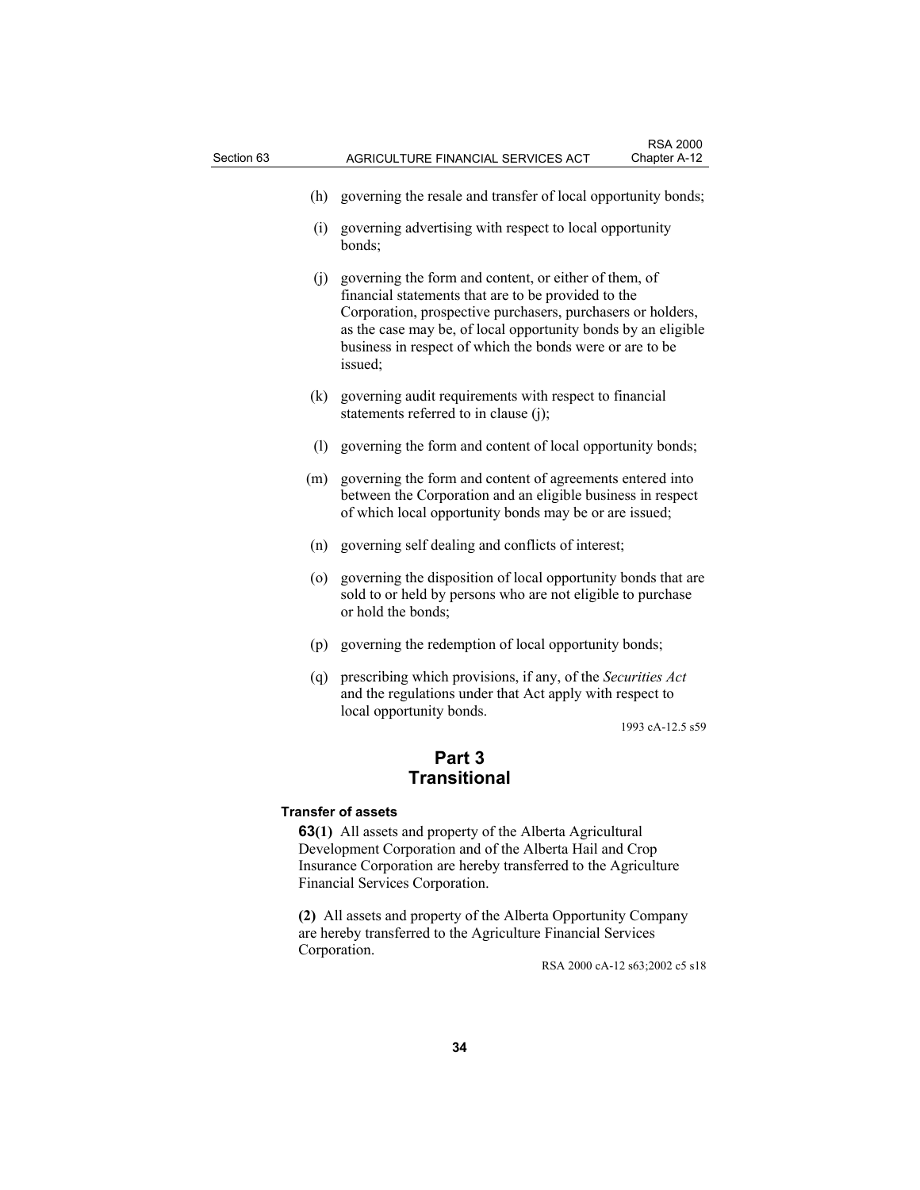(h) governing the resale and transfer of local opportunity bonds;

(i) governing advertising with respect to local opportunity bonds;

(j) governing the form and content, or either of them, of financial statements that are to be provided to the Corporation, prospective purchasers, purchasers or holders, as the case may be, of local opportunity bonds by an eligible business in respect of which the bonds were or are to be issued;

(k) governing audit requirements with respect to financial statements referred to in clause (j);

(l) governing the form and content of local opportunity bonds;

(m) governing the form and content of agreements entered into between the Corporation and an eligible business in respect of which local opportunity bonds may be or are issued;

(n) governing self dealing and conflicts of interest;

(o) governing the disposition of local opportunity bonds that are sold to or held by persons who are not eligible to purchase or hold the bonds;

(p) governing the redemption of local opportunity bonds;

(q) prescribing which provisions, if any, of the *Securities Act* and the regulations under that Act apply with respect to local opportunity bonds.

1993 cA-12.5 s59

## Part 3
## Transitional

**Transfer of assets**

**63(1)** All assets and property of the Alberta Agricultural Development Corporation and of the Alberta Hail and Crop Insurance Corporation are hereby transferred to the Agriculture Financial Services Corporation.

**(2)** All assets and property of the Alberta Opportunity Company are hereby transferred to the Agriculture Financial Services Corporation.

RSA 2000 cA-12 s63;2002 c5 s18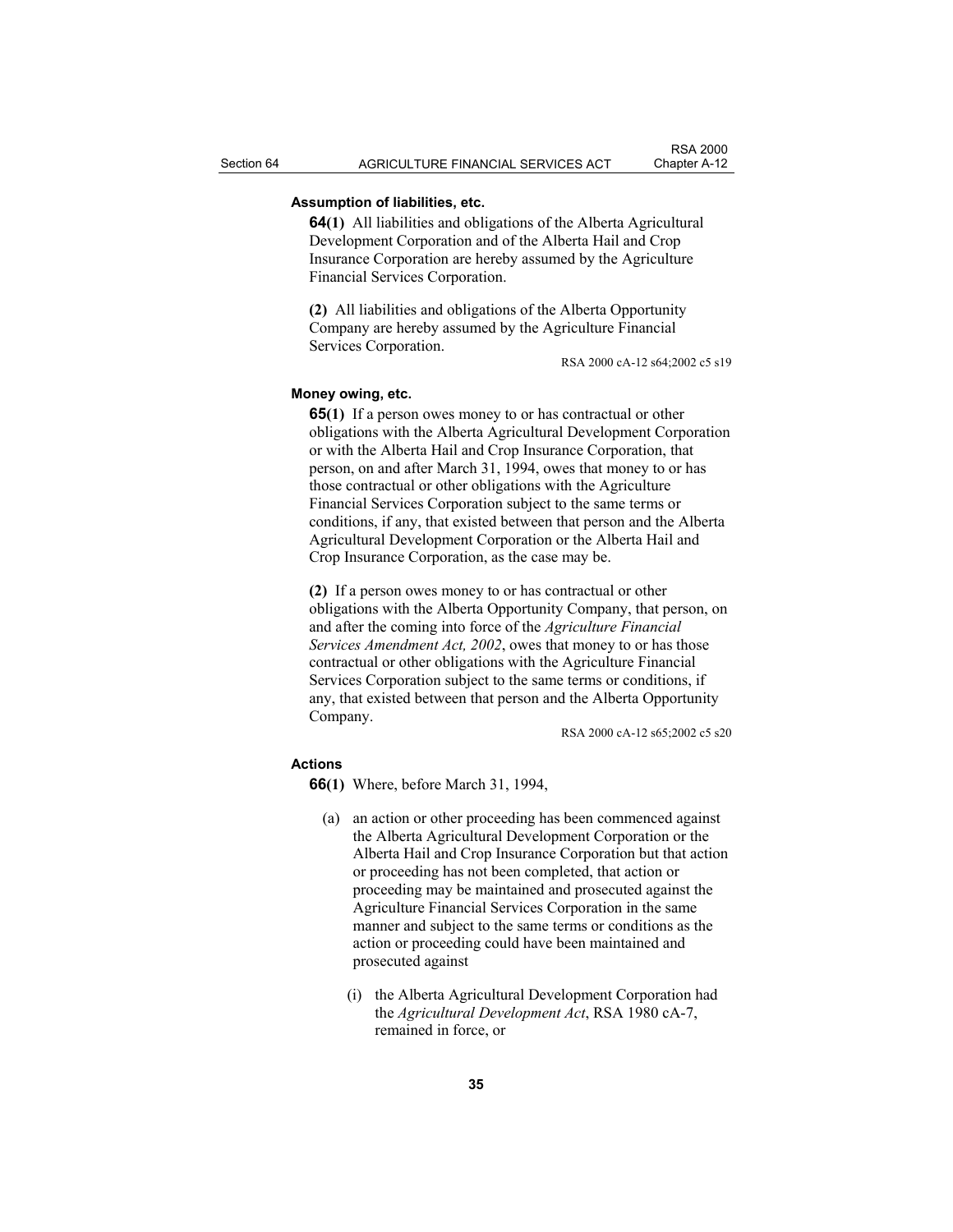#### Assumption of liabilities, etc.

**64(1)** All liabilities and obligations of the Alberta Agricultural Development Corporation and of the Alberta Hail and Crop Insurance Corporation are hereby assumed by the Agriculture Financial Services Corporation.

**(2)** All liabilities and obligations of the Alberta Opportunity Company are hereby assumed by the Agriculture Financial Services Corporation.

RSA 2000 cA-12 s64;2002 c5 s19

#### Money owing, etc.

**65(1)** If a person owes money to or has contractual or other obligations with the Alberta Agricultural Development Corporation or with the Alberta Hail and Crop Insurance Corporation, that person, on and after March 31, 1994, owes that money to or has those contractual or other obligations with the Agriculture Financial Services Corporation subject to the same terms or conditions, if any, that existed between that person and the Alberta Agricultural Development Corporation or the Alberta Hail and Crop Insurance Corporation, as the case may be.

**(2)** If a person owes money to or has contractual or other obligations with the Alberta Opportunity Company, that person, on and after the coming into force of the *Agriculture Financial Services Amendment Act, 2002*, owes that money to or has those contractual or other obligations with the Agriculture Financial Services Corporation subject to the same terms or conditions, if any, that existed between that person and the Alberta Opportunity Company.

RSA 2000 cA-12 s65;2002 c5 s20

#### Actions

**66(1)** Where, before March 31, 1994,

(a) an action or other proceeding has been commenced against the Alberta Agricultural Development Corporation or the Alberta Hail and Crop Insurance Corporation but that action or proceeding has not been completed, that action or proceeding may be maintained and prosecuted against the Agriculture Financial Services Corporation in the same manner and subject to the same terms or conditions as the action or proceeding could have been maintained and prosecuted against

(i) the Alberta Agricultural Development Corporation had the *Agricultural Development Act*, RSA 1980 cA-7, remained in force, or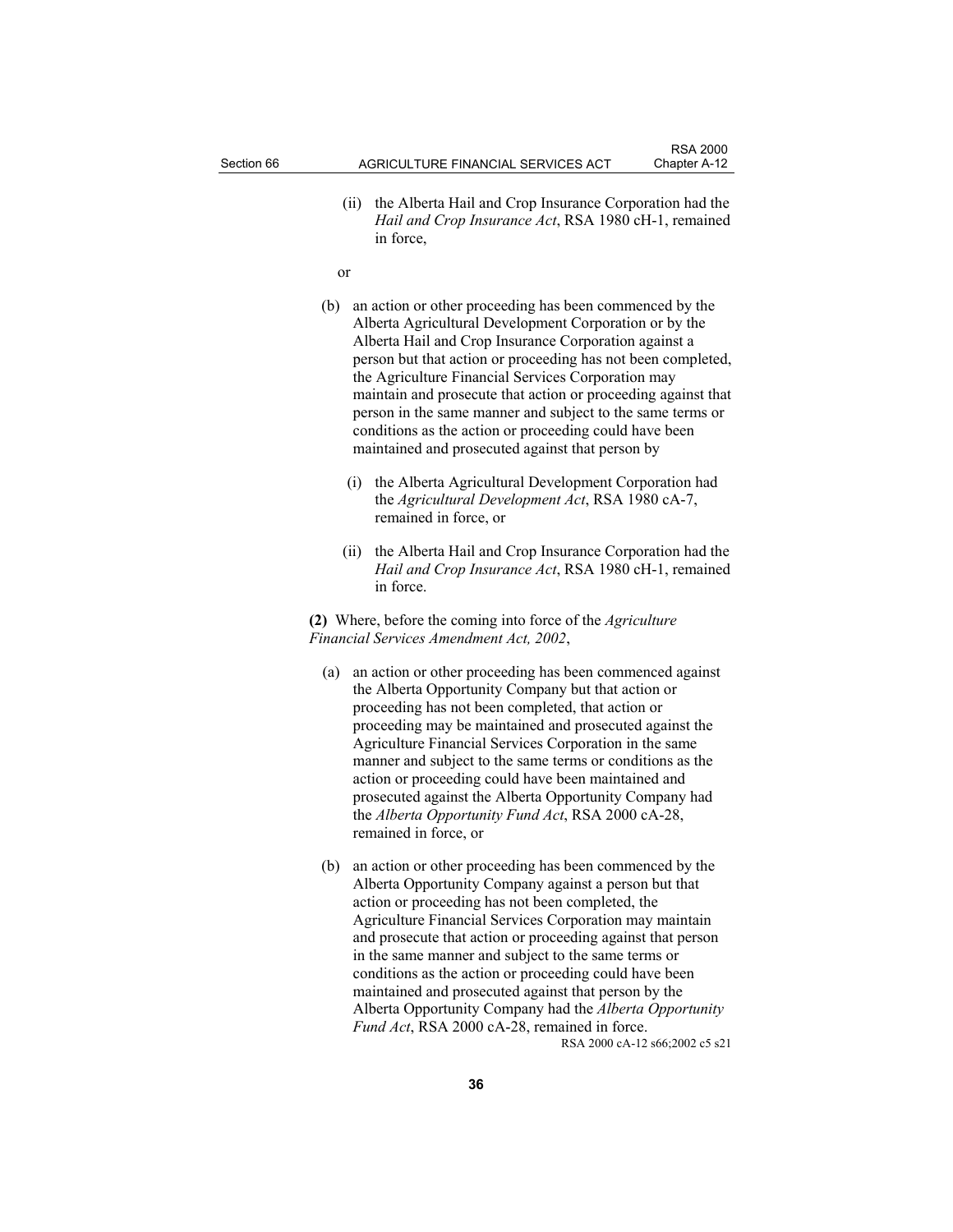(ii) the Alberta Hail and Crop Insurance Corporation had the *Hail and Crop Insurance Act*, RSA 1980 cH-1, remained in force,

or

(b) an action or other proceeding has been commenced by the Alberta Agricultural Development Corporation or by the Alberta Hail and Crop Insurance Corporation against a person but that action or proceeding has not been completed, the Agriculture Financial Services Corporation may maintain and prosecute that action or proceeding against that person in the same manner and subject to the same terms or conditions as the action or proceeding could have been maintained and prosecuted against that person by

(i) the Alberta Agricultural Development Corporation had the *Agricultural Development Act*, RSA 1980 cA-7, remained in force, or

(ii) the Alberta Hail and Crop Insurance Corporation had the *Hail and Crop Insurance Act*, RSA 1980 cH-1, remained in force.

**(2)** Where, before the coming into force of the *Agriculture Financial Services Amendment Act, 2002*,

(a) an action or other proceeding has been commenced against the Alberta Opportunity Company but that action or proceeding has not been completed, that action or proceeding may be maintained and prosecuted against the Agriculture Financial Services Corporation in the same manner and subject to the same terms or conditions as the action or proceeding could have been maintained and prosecuted against the Alberta Opportunity Company had the *Alberta Opportunity Fund Act*, RSA 2000 cA-28, remained in force, or

(b) an action or other proceeding has been commenced by the Alberta Opportunity Company against a person but that action or proceeding has not been completed, the Agriculture Financial Services Corporation may maintain and prosecute that action or proceeding against that person in the same manner and subject to the same terms or conditions as the action or proceeding could have been maintained and prosecuted against that person by the Alberta Opportunity Company had the *Alberta Opportunity Fund Act*, RSA 2000 cA-28, remained in force.

RSA 2000 cA-12 s66;2002 c5 s21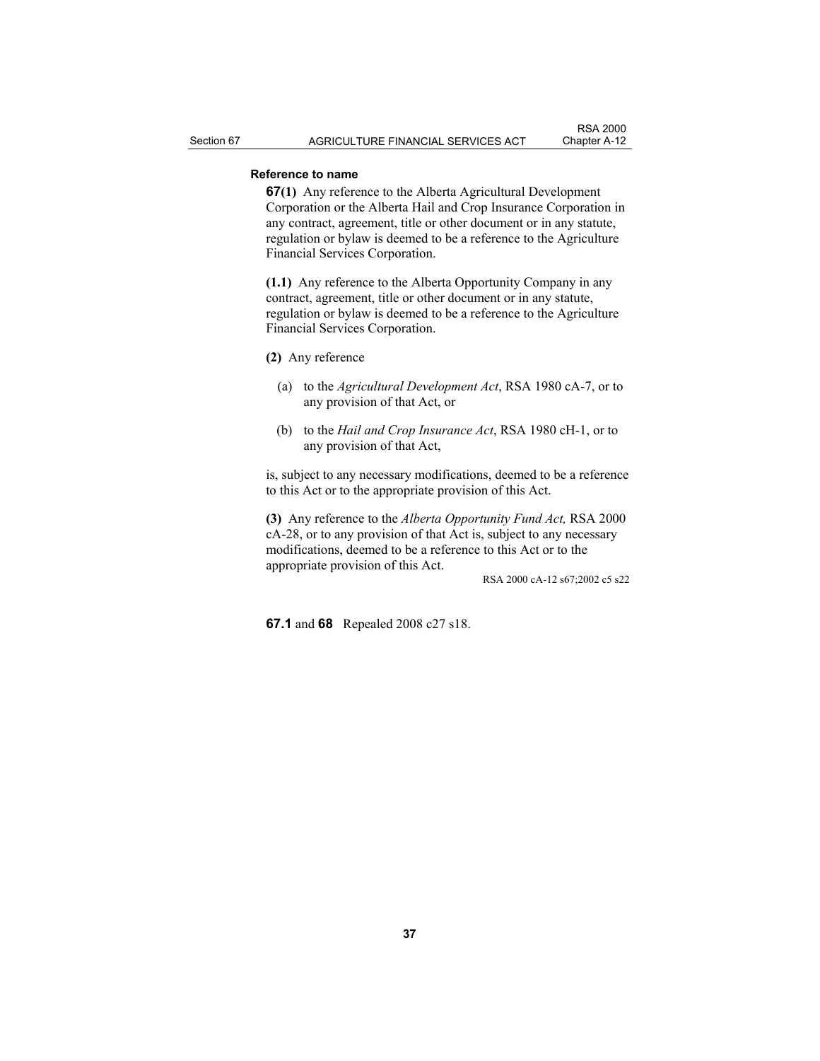**Reference to name**

**67(1)** Any reference to the Alberta Agricultural Development Corporation or the Alberta Hail and Crop Insurance Corporation in any contract, agreement, title or other document or in any statute, regulation or bylaw is deemed to be a reference to the Agriculture Financial Services Corporation.

**(1.1)** Any reference to the Alberta Opportunity Company in any contract, agreement, title or other document or in any statute, regulation or bylaw is deemed to be a reference to the Agriculture Financial Services Corporation.

**(2)** Any reference

(a) to the *Agricultural Development Act*, RSA 1980 cA-7, or to any provision of that Act, or

(b) to the *Hail and Crop Insurance Act*, RSA 1980 cH-1, or to any provision of that Act,

is, subject to any necessary modifications, deemed to be a reference to this Act or to the appropriate provision of this Act.

**(3)** Any reference to the *Alberta Opportunity Fund Act,* RSA 2000 cA-28, or to any provision of that Act is, subject to any necessary modifications, deemed to be a reference to this Act or to the appropriate provision of this Act.

RSA 2000 cA-12 s67;2002 c5 s22

**67.1** and **68** Repealed 2008 c27 s18.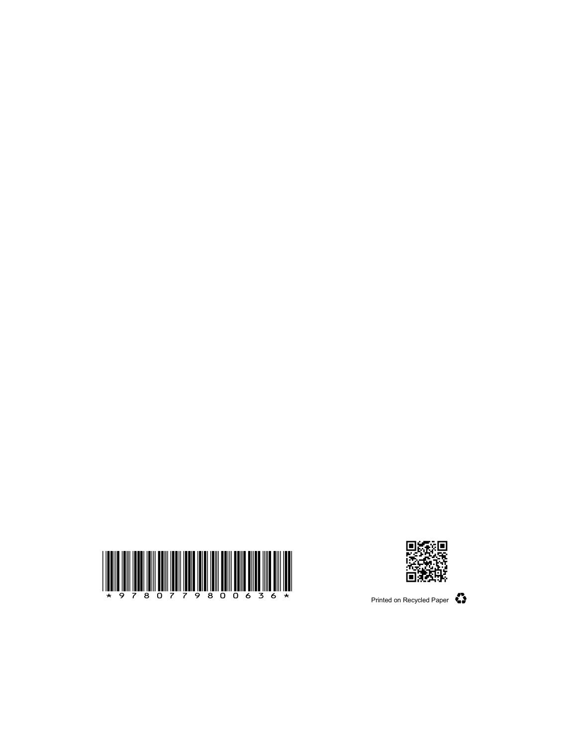*9780779800636*

Printed on Recycled Paper